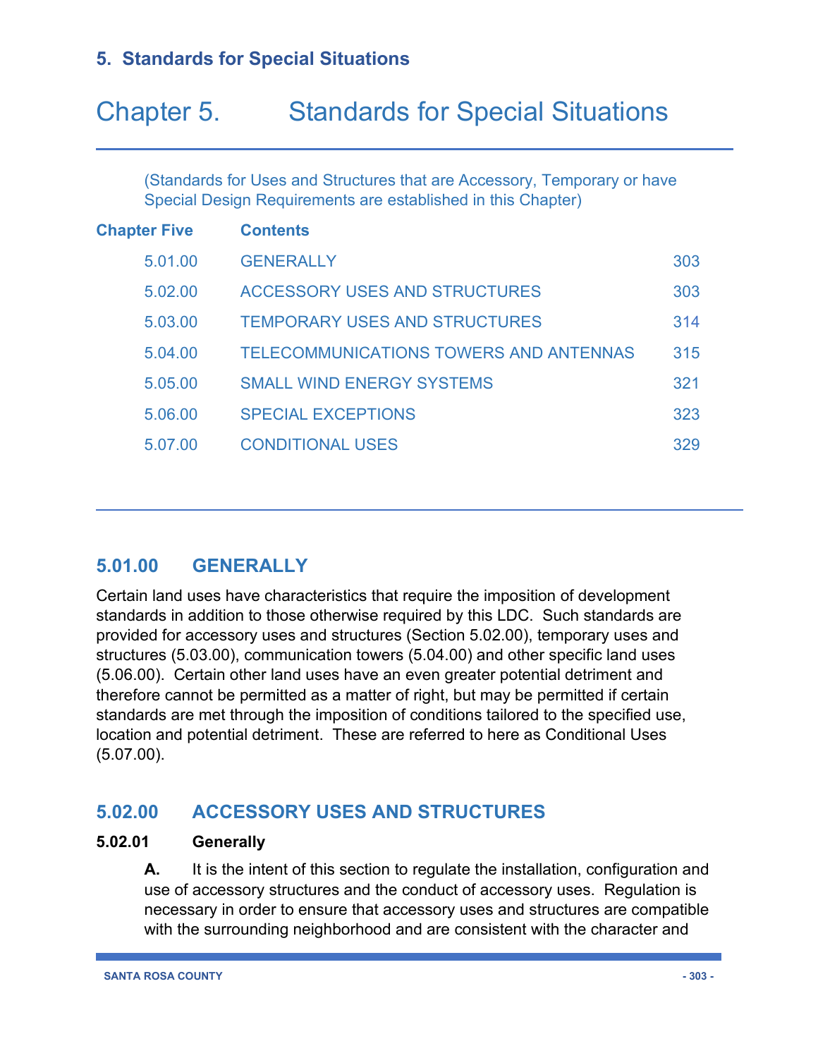# 5. Standards for Special Situations

# Chapter 5. Standards for Special Situations

(Standards for Uses and Structures that are Accessory, Temporary or have Special Design Requirements are established in this Chapter)

| Chapter Five | Contents | |
|---|---|---|
| 5.01.00 | GENERALLY | 303 |
| 5.02.00 | ACCESSORY USES AND STRUCTURES | 303 |
| 5.03.00 | TEMPORARY USES AND STRUCTURES | 314 |
| 5.04.00 | TELECOMMUNICATIONS TOWERS AND ANTENNAS | 315 |
| 5.05.00 | SMALL WIND ENERGY SYSTEMS | 321 |
| 5.06.00 | SPECIAL EXCEPTIONS | 323 |
| 5.07.00 | CONDITIONAL USES | 329 |

## 5.01.00 GENERALLY

Certain land uses have characteristics that require the imposition of development standards in addition to those otherwise required by this LDC. Such standards are provided for accessory uses and structures (Section 5.02.00), temporary uses and structures (5.03.00), communication towers (5.04.00) and other specific land uses (5.06.00). Certain other land uses have an even greater potential detriment and therefore cannot be permitted as a matter of right, but may be permitted if certain standards are met through the imposition of conditions tailored to the specified use, location and potential detriment. These are referred to here as Conditional Uses (5.07.00).

## 5.02.00 ACCESSORY USES AND STRUCTURES

### 5.02.01 Generally

**A.** It is the intent of this section to regulate the installation, configuration and use of accessory structures and the conduct of accessory uses. Regulation is necessary in order to ensure that accessory uses and structures are compatible with the surrounding neighborhood and are consistent with the character and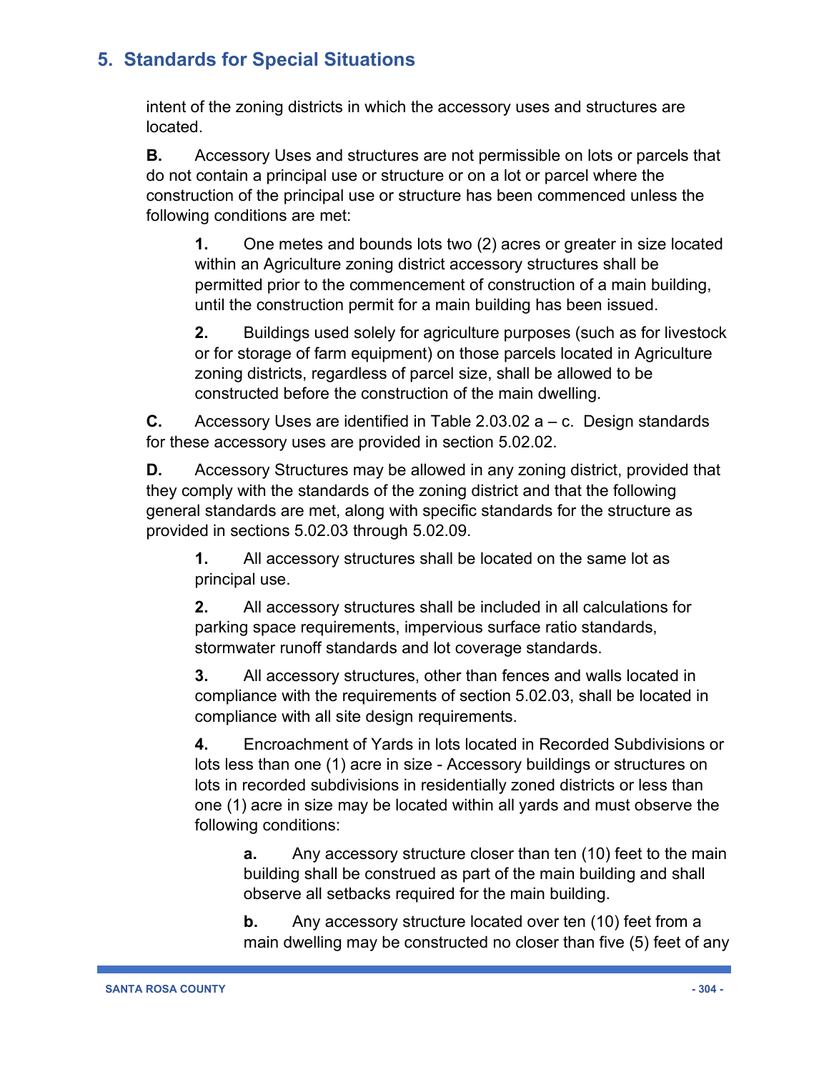intent of the zoning districts in which the accessory uses and structures are located.

**B.** Accessory Uses and structures are not permissible on lots or parcels that do not contain a principal use or structure or on a lot or parcel where the construction of the principal use or structure has been commenced unless the following conditions are met:

**1.** One metes and bounds lots two (2) acres or greater in size located within an Agriculture zoning district accessory structures shall be permitted prior to the commencement of construction of a main building, until the construction permit for a main building has been issued.

**2.** Buildings used solely for agriculture purposes (such as for livestock or for storage of farm equipment) on those parcels located in Agriculture zoning districts, regardless of parcel size, shall be allowed to be constructed before the construction of the main dwelling.

**C.** Accessory Uses are identified in Table 2.03.02 a – c. Design standards for these accessory uses are provided in section 5.02.02.

**D.** Accessory Structures may be allowed in any zoning district, provided that they comply with the standards of the zoning district and that the following general standards are met, along with specific standards for the structure as provided in sections 5.02.03 through 5.02.09.

**1.** All accessory structures shall be located on the same lot as principal use.

**2.** All accessory structures shall be included in all calculations for parking space requirements, impervious surface ratio standards, stormwater runoff standards and lot coverage standards.

**3.** All accessory structures, other than fences and walls located in compliance with the requirements of section 5.02.03, shall be located in compliance with all site design requirements.

**4.** Encroachment of Yards in lots located in Recorded Subdivisions or lots less than one (1) acre in size - Accessory buildings or structures on lots in recorded subdivisions in residentially zoned districts or less than one (1) acre in size may be located within all yards and must observe the following conditions:

**a.** Any accessory structure closer than ten (10) feet to the main building shall be construed as part of the main building and shall observe all setbacks required for the main building.

**b.** Any accessory structure located over ten (10) feet from a main dwelling may be constructed no closer than five (5) feet of any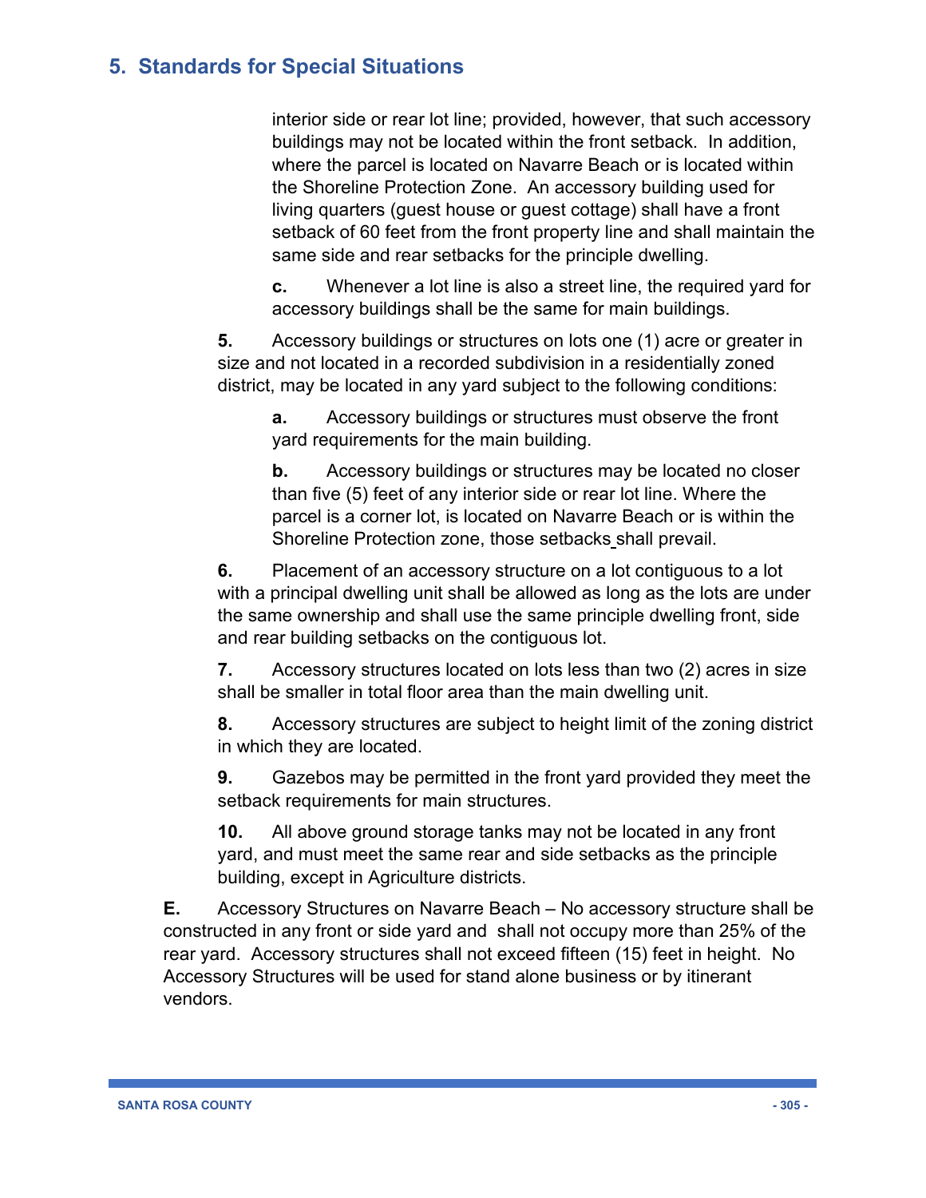interior side or rear lot line; provided, however, that such accessory buildings may not be located within the front setback. In addition, where the parcel is located on Navarre Beach or is located within the Shoreline Protection Zone. An accessory building used for living quarters (guest house or guest cottage) shall have a front setback of 60 feet from the front property line and shall maintain the same side and rear setbacks for the principle dwelling.

**c.** Whenever a lot line is also a street line, the required yard for accessory buildings shall be the same for main buildings.

**5.** Accessory buildings or structures on lots one (1) acre or greater in size and not located in a recorded subdivision in a residentially zoned district, may be located in any yard subject to the following conditions:

**a.** Accessory buildings or structures must observe the front yard requirements for the main building.

**b.** Accessory buildings or structures may be located no closer than five (5) feet of any interior side or rear lot line. Where the parcel is a corner lot, is located on Navarre Beach or is within the Shoreline Protection zone, those setbacks shall prevail.

**6.** Placement of an accessory structure on a lot contiguous to a lot with a principal dwelling unit shall be allowed as long as the lots are under the same ownership and shall use the same principle dwelling front, side and rear building setbacks on the contiguous lot.

**7.** Accessory structures located on lots less than two (2) acres in size shall be smaller in total floor area than the main dwelling unit.

**8.** Accessory structures are subject to height limit of the zoning district in which they are located.

**9.** Gazebos may be permitted in the front yard provided they meet the setback requirements for main structures.

**10.** All above ground storage tanks may not be located in any front yard, and must meet the same rear and side setbacks as the principle building, except in Agriculture districts.

**E.** Accessory Structures on Navarre Beach – No accessory structure shall be constructed in any front or side yard and shall not occupy more than 25% of the rear yard. Accessory structures shall not exceed fifteen (15) feet in height. No Accessory Structures will be used for stand alone business or by itinerant vendors.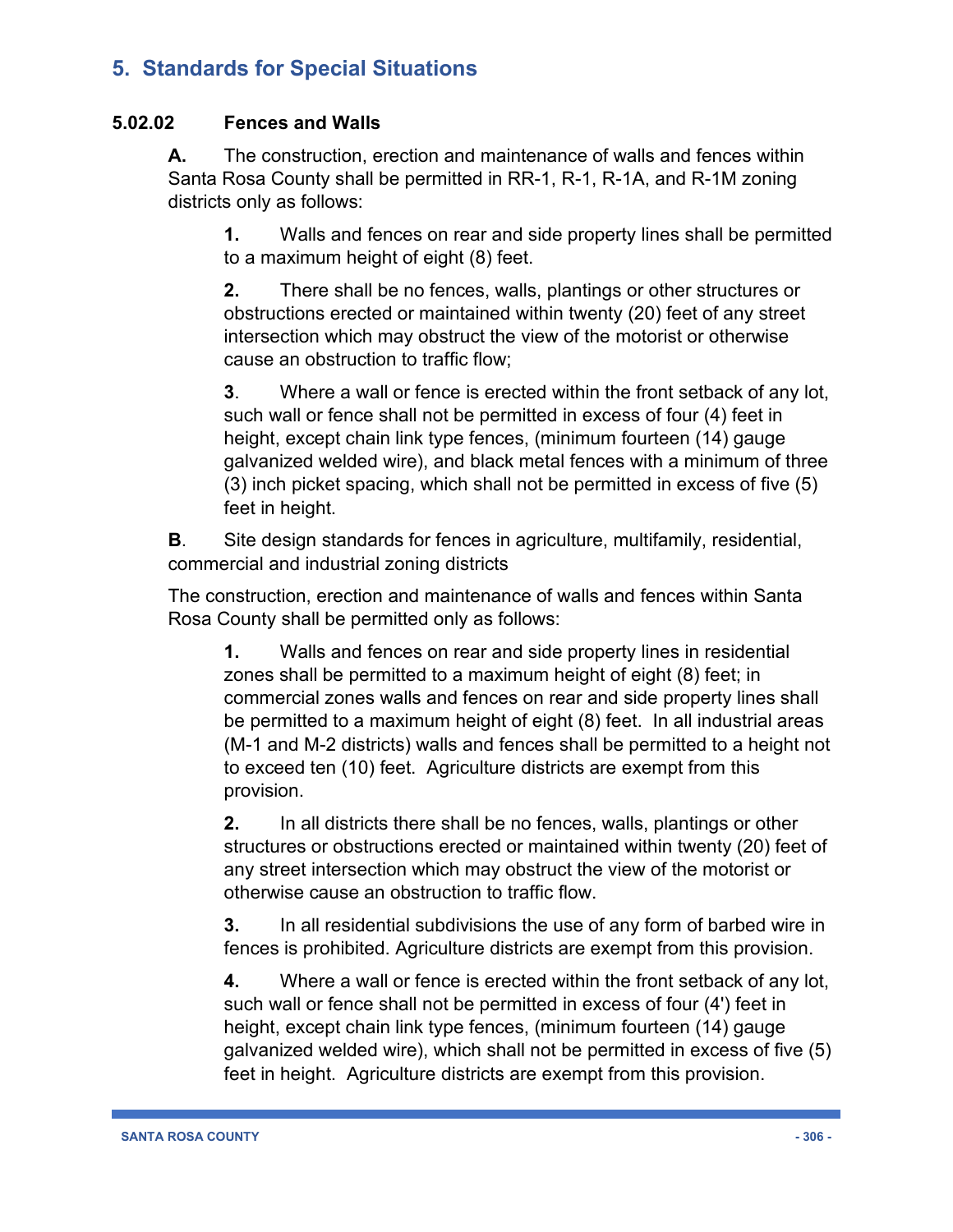## 5. Standards for Special Situations

### 5.02.02 Fences and Walls

**A.** The construction, erection and maintenance of walls and fences within Santa Rosa County shall be permitted in RR-1, R-1, R-1A, and R-1M zoning districts only as follows:

**1.** Walls and fences on rear and side property lines shall be permitted to a maximum height of eight (8) feet.

**2.** There shall be no fences, walls, plantings or other structures or obstructions erected or maintained within twenty (20) feet of any street intersection which may obstruct the view of the motorist or otherwise cause an obstruction to traffic flow;

**3**. Where a wall or fence is erected within the front setback of any lot, such wall or fence shall not be permitted in excess of four (4) feet in height, except chain link type fences, (minimum fourteen (14) gauge galvanized welded wire), and black metal fences with a minimum of three (3) inch picket spacing, which shall not be permitted in excess of five (5) feet in height.

**B**. Site design standards for fences in agriculture, multifamily, residential, commercial and industrial zoning districts

The construction, erection and maintenance of walls and fences within Santa Rosa County shall be permitted only as follows:

**1.** Walls and fences on rear and side property lines in residential zones shall be permitted to a maximum height of eight (8) feet; in commercial zones walls and fences on rear and side property lines shall be permitted to a maximum height of eight (8) feet. In all industrial areas (M-1 and M-2 districts) walls and fences shall be permitted to a height not to exceed ten (10) feet. Agriculture districts are exempt from this provision.

**2.** In all districts there shall be no fences, walls, plantings or other structures or obstructions erected or maintained within twenty (20) feet of any street intersection which may obstruct the view of the motorist or otherwise cause an obstruction to traffic flow.

**3.** In all residential subdivisions the use of any form of barbed wire in fences is prohibited. Agriculture districts are exempt from this provision.

**4.** Where a wall or fence is erected within the front setback of any lot, such wall or fence shall not be permitted in excess of four (4') feet in height, except chain link type fences, (minimum fourteen (14) gauge galvanized welded wire), which shall not be permitted in excess of five (5) feet in height. Agriculture districts are exempt from this provision.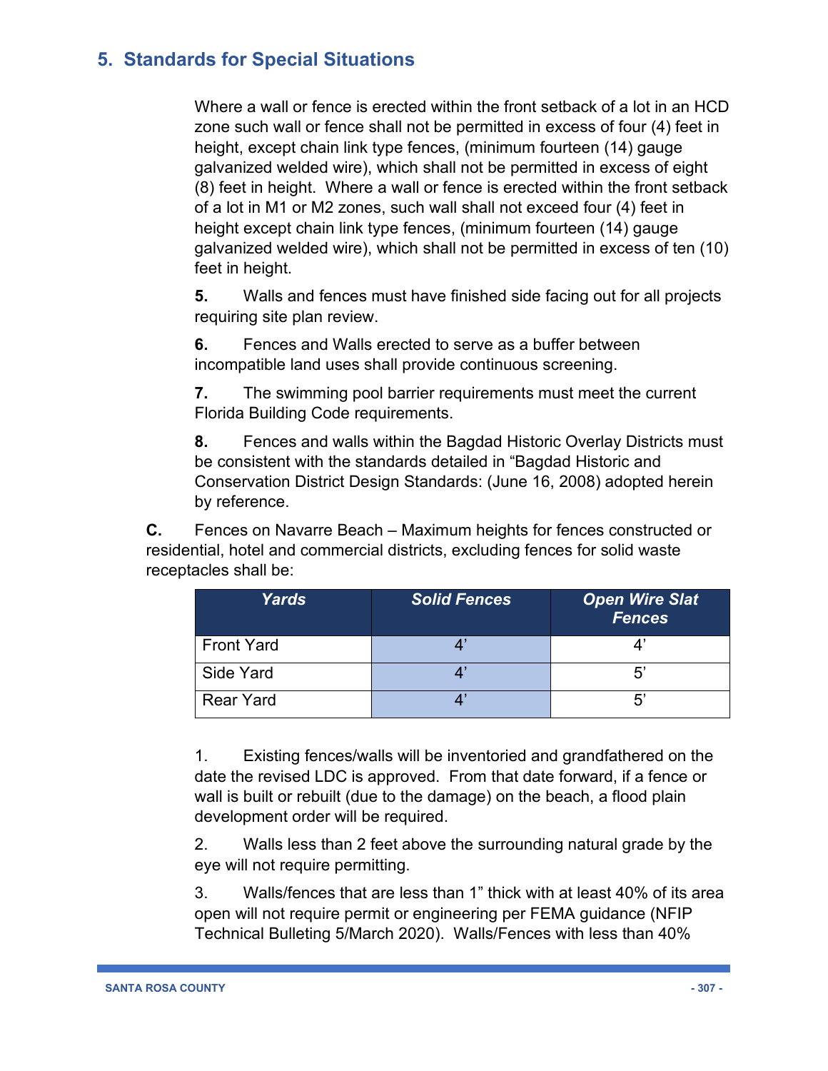## 5. Standards for Special Situations

Where a wall or fence is erected within the front setback of a lot in an HCD zone such wall or fence shall not be permitted in excess of four (4) feet in height, except chain link type fences, (minimum fourteen (14) gauge galvanized welded wire), which shall not be permitted in excess of eight (8) feet in height. Where a wall or fence is erected within the front setback of a lot in M1 or M2 zones, such wall shall not exceed four (4) feet in height except chain link type fences, (minimum fourteen (14) gauge galvanized welded wire), which shall not be permitted in excess of ten (10) feet in height.

**5.** Walls and fences must have finished side facing out for all projects requiring site plan review.

**6.** Fences and Walls erected to serve as a buffer between incompatible land uses shall provide continuous screening.

**7.** The swimming pool barrier requirements must meet the current Florida Building Code requirements.

**8.** Fences and walls within the Bagdad Historic Overlay Districts must be consistent with the standards detailed in "Bagdad Historic and Conservation District Design Standards: (June 16, 2008) adopted herein by reference.

**C.** Fences on Navarre Beach – Maximum heights for fences constructed or residential, hotel and commercial districts, excluding fences for solid waste receptacles shall be:

| Yards | Solid Fences | Open Wire Slat Fences |
|---|---|---|
| Front Yard | 4' | 4' |
| Side Yard | 4' | 5' |
| Rear Yard | 4' | 5' |

1. Existing fences/walls will be inventoried and grandfathered on the date the revised LDC is approved. From that date forward, if a fence or wall is built or rebuilt (due to the damage) on the beach, a flood plain development order will be required.

2. Walls less than 2 feet above the surrounding natural grade by the eye will not require permitting.

3. Walls/fences that are less than 1" thick with at least 40% of its area open will not require permit or engineering per FEMA guidance (NFIP Technical Bulleting 5/March 2020). Walls/Fences with less than 40%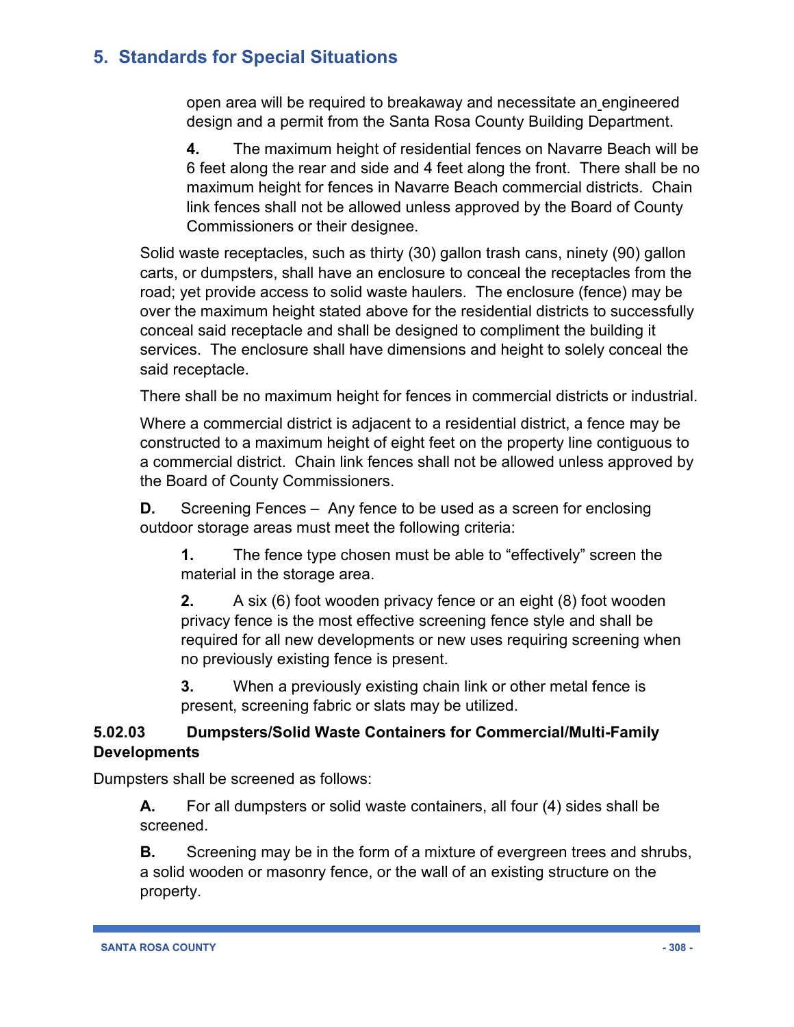open area will be required to breakaway and necessitate an engineered design and a permit from the Santa Rosa County Building Department.

**4.** The maximum height of residential fences on Navarre Beach will be 6 feet along the rear and side and 4 feet along the front. There shall be no maximum height for fences in Navarre Beach commercial districts. Chain link fences shall not be allowed unless approved by the Board of County Commissioners or their designee.

Solid waste receptacles, such as thirty (30) gallon trash cans, ninety (90) gallon carts, or dumpsters, shall have an enclosure to conceal the receptacles from the road; yet provide access to solid waste haulers. The enclosure (fence) may be over the maximum height stated above for the residential districts to successfully conceal said receptacle and shall be designed to compliment the building it services. The enclosure shall have dimensions and height to solely conceal the said receptacle.

There shall be no maximum height for fences in commercial districts or industrial.

Where a commercial district is adjacent to a residential district, a fence may be constructed to a maximum height of eight feet on the property line contiguous to a commercial district. Chain link fences shall not be allowed unless approved by the Board of County Commissioners.

**D.** Screening Fences – Any fence to be used as a screen for enclosing outdoor storage areas must meet the following criteria:

**1.** The fence type chosen must be able to "effectively" screen the material in the storage area.

**2.** A six (6) foot wooden privacy fence or an eight (8) foot wooden privacy fence is the most effective screening fence style and shall be required for all new developments or new uses requiring screening when no previously existing fence is present.

**3.** When a previously existing chain link or other metal fence is present, screening fabric or slats may be utilized.

**5.02.03 Dumpsters/Solid Waste Containers for Commercial/Multi-Family Developments**

Dumpsters shall be screened as follows:

**A.** For all dumpsters or solid waste containers, all four (4) sides shall be screened.

**B.** Screening may be in the form of a mixture of evergreen trees and shrubs, a solid wooden or masonry fence, or the wall of an existing structure on the property.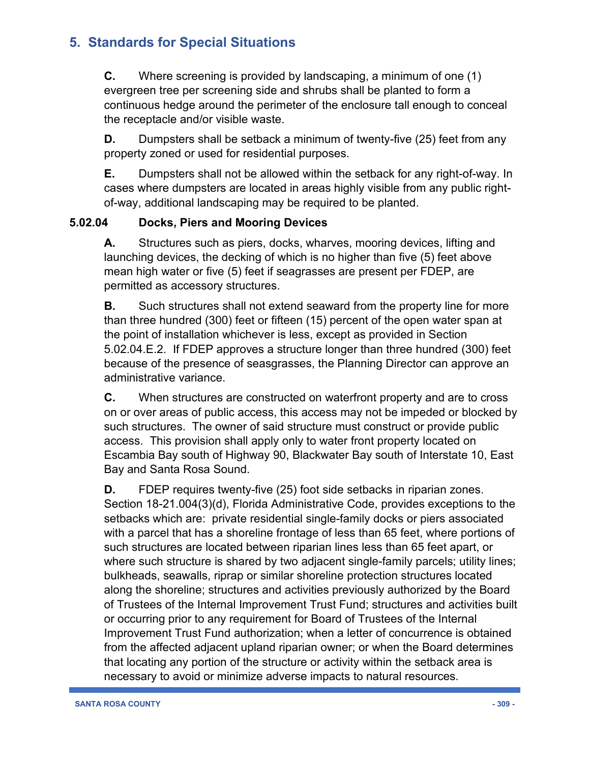# 5. Standards for Special Situations

**C.** Where screening is provided by landscaping, a minimum of one (1) evergreen tree per screening side and shrubs shall be planted to form a continuous hedge around the perimeter of the enclosure tall enough to conceal the receptacle and/or visible waste.

**D.** Dumpsters shall be setback a minimum of twenty-five (25) feet from any property zoned or used for residential purposes.

**E.** Dumpsters shall not be allowed within the setback for any right-of-way. In cases where dumpsters are located in areas highly visible from any public right-of-way, additional landscaping may be required to be planted.

### 5.02.04 Docks, Piers and Mooring Devices

**A.** Structures such as piers, docks, wharves, mooring devices, lifting and launching devices, the decking of which is no higher than five (5) feet above mean high water or five (5) feet if seagrasses are present per FDEP, are permitted as accessory structures.

**B.** Such structures shall not extend seaward from the property line for more than three hundred (300) feet or fifteen (15) percent of the open water span at the point of installation whichever is less, except as provided in Section 5.02.04.E.2. If FDEP approves a structure longer than three hundred (300) feet because of the presence of seasgrasses, the Planning Director can approve an administrative variance.

**C.** When structures are constructed on waterfront property and are to cross on or over areas of public access, this access may not be impeded or blocked by such structures. The owner of said structure must construct or provide public access. This provision shall apply only to water front property located on Escambia Bay south of Highway 90, Blackwater Bay south of Interstate 10, East Bay and Santa Rosa Sound.

**D.** FDEP requires twenty-five (25) foot side setbacks in riparian zones. Section 18-21.004(3)(d), Florida Administrative Code, provides exceptions to the setbacks which are: private residential single-family docks or piers associated with a parcel that has a shoreline frontage of less than 65 feet, where portions of such structures are located between riparian lines less than 65 feet apart, or where such structure is shared by two adjacent single-family parcels; utility lines; bulkheads, seawalls, riprap or similar shoreline protection structures located along the shoreline; structures and activities previously authorized by the Board of Trustees of the Internal Improvement Trust Fund; structures and activities built or occurring prior to any requirement for Board of Trustees of the Internal Improvement Trust Fund authorization; when a letter of concurrence is obtained from the affected adjacent upland riparian owner; or when the Board determines that locating any portion of the structure or activity within the setback area is necessary to avoid or minimize adverse impacts to natural resources.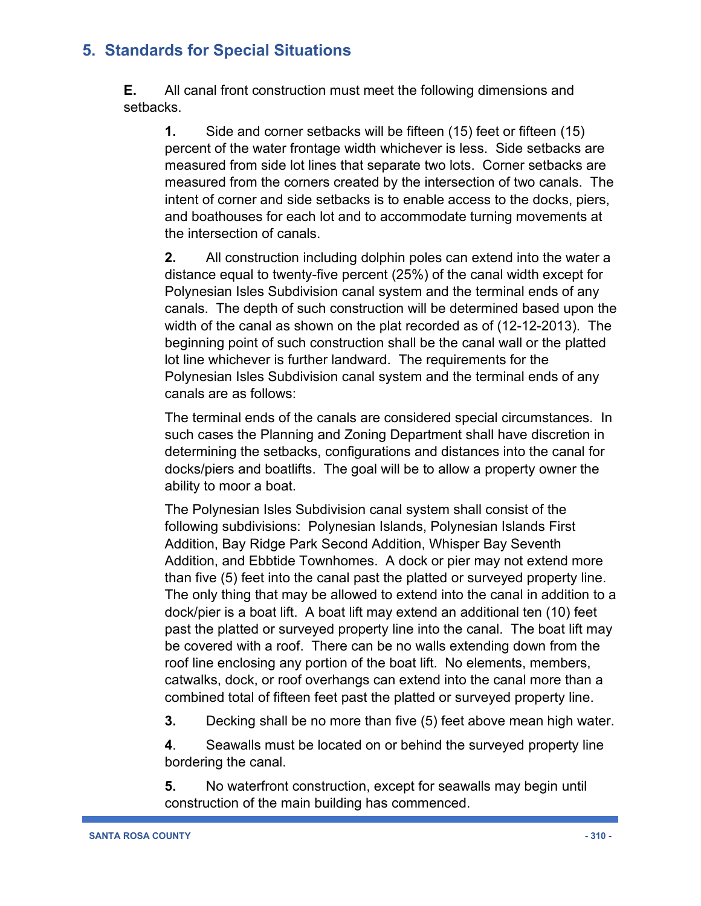## 5. Standards for Special Situations

**E.** All canal front construction must meet the following dimensions and setbacks.

**1.** Side and corner setbacks will be fifteen (15) feet or fifteen (15) percent of the water frontage width whichever is less. Side setbacks are measured from side lot lines that separate two lots. Corner setbacks are measured from the corners created by the intersection of two canals. The intent of corner and side setbacks is to enable access to the docks, piers, and boathouses for each lot and to accommodate turning movements at the intersection of canals.

**2.** All construction including dolphin poles can extend into the water a distance equal to twenty-five percent (25%) of the canal width except for Polynesian Isles Subdivision canal system and the terminal ends of any canals. The depth of such construction will be determined based upon the width of the canal as shown on the plat recorded as of (12-12-2013). The beginning point of such construction shall be the canal wall or the platted lot line whichever is further landward. The requirements for the Polynesian Isles Subdivision canal system and the terminal ends of any canals are as follows:

The terminal ends of the canals are considered special circumstances. In such cases the Planning and Zoning Department shall have discretion in determining the setbacks, configurations and distances into the canal for docks/piers and boatlifts. The goal will be to allow a property owner the ability to moor a boat.

The Polynesian Isles Subdivision canal system shall consist of the following subdivisions: Polynesian Islands, Polynesian Islands First Addition, Bay Ridge Park Second Addition, Whisper Bay Seventh Addition, and Ebbtide Townhomes. A dock or pier may not extend more than five (5) feet into the canal past the platted or surveyed property line. The only thing that may be allowed to extend into the canal in addition to a dock/pier is a boat lift. A boat lift may extend an additional ten (10) feet past the platted or surveyed property line into the canal. The boat lift may be covered with a roof. There can be no walls extending down from the roof line enclosing any portion of the boat lift. No elements, members, catwalks, dock, or roof overhangs can extend into the canal more than a combined total of fifteen feet past the platted or surveyed property line.

**3.** Decking shall be no more than five (5) feet above mean high water.

**4**. Seawalls must be located on or behind the surveyed property line bordering the canal.

**5.** No waterfront construction, except for seawalls may begin until construction of the main building has commenced.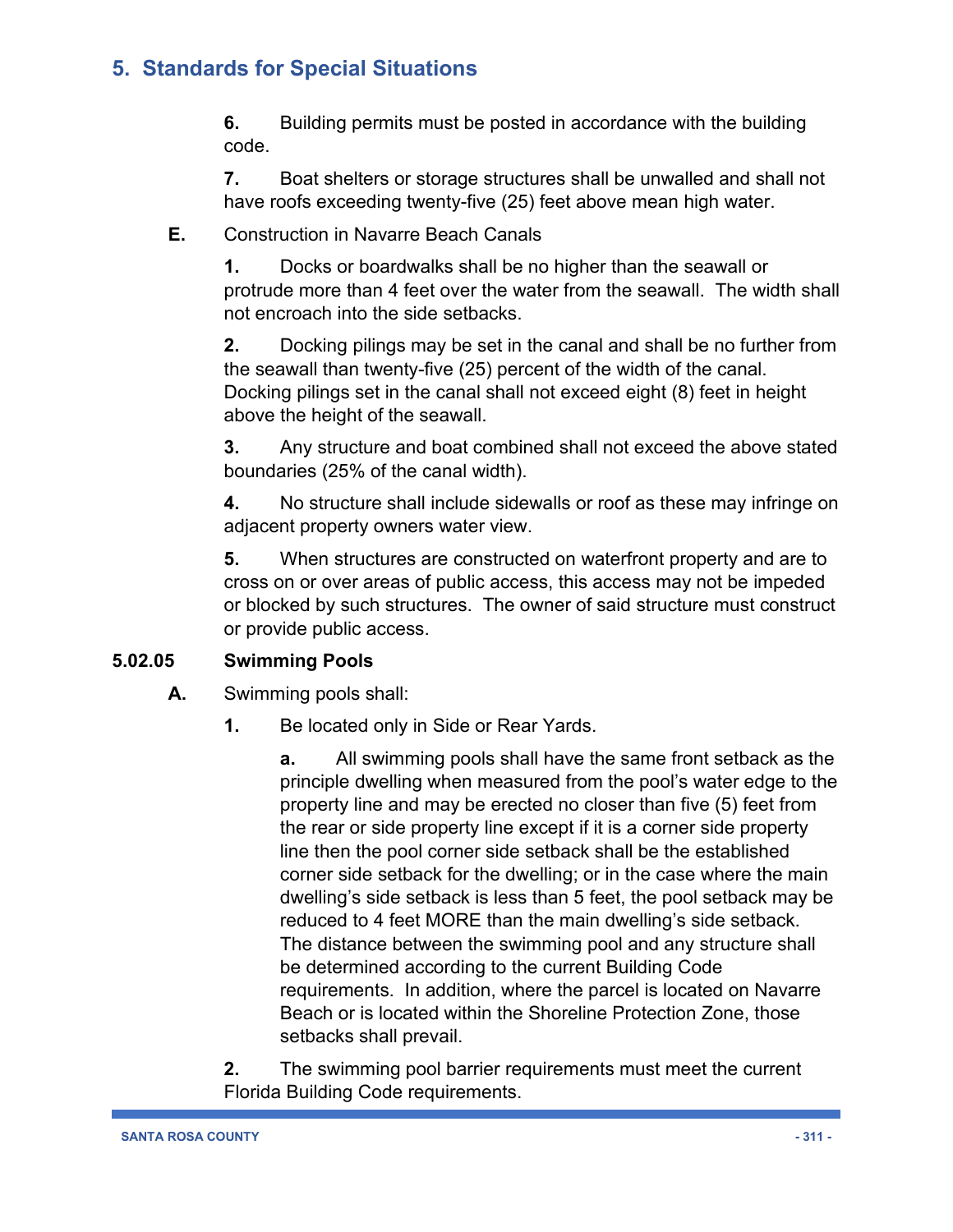## 5. Standards for Special Situations

**6.** Building permits must be posted in accordance with the building code.

**7.** Boat shelters or storage structures shall be unwalled and shall not have roofs exceeding twenty-five (25) feet above mean high water.

**E.** Construction in Navarre Beach Canals

**1.** Docks or boardwalks shall be no higher than the seawall or protrude more than 4 feet over the water from the seawall. The width shall not encroach into the side setbacks.

**2.** Docking pilings may be set in the canal and shall be no further from the seawall than twenty-five (25) percent of the width of the canal. Docking pilings set in the canal shall not exceed eight (8) feet in height above the height of the seawall.

**3.** Any structure and boat combined shall not exceed the above stated boundaries (25% of the canal width).

**4.** No structure shall include sidewalls or roof as these may infringe on adjacent property owners water view.

**5.** When structures are constructed on waterfront property and are to cross on or over areas of public access, this access may not be impeded or blocked by such structures. The owner of said structure must construct or provide public access.

### 5.02.05 Swimming Pools

**A.** Swimming pools shall:

**1.** Be located only in Side or Rear Yards.

**a.** All swimming pools shall have the same front setback as the principle dwelling when measured from the pool's water edge to the property line and may be erected no closer than five (5) feet from the rear or side property line except if it is a corner side property line then the pool corner side setback shall be the established corner side setback for the dwelling; or in the case where the main dwelling's side setback is less than 5 feet, the pool setback may be reduced to 4 feet MORE than the main dwelling's side setback. The distance between the swimming pool and any structure shall be determined according to the current Building Code requirements. In addition, where the parcel is located on Navarre Beach or is located within the Shoreline Protection Zone, those setbacks shall prevail.

**2.** The swimming pool barrier requirements must meet the current Florida Building Code requirements.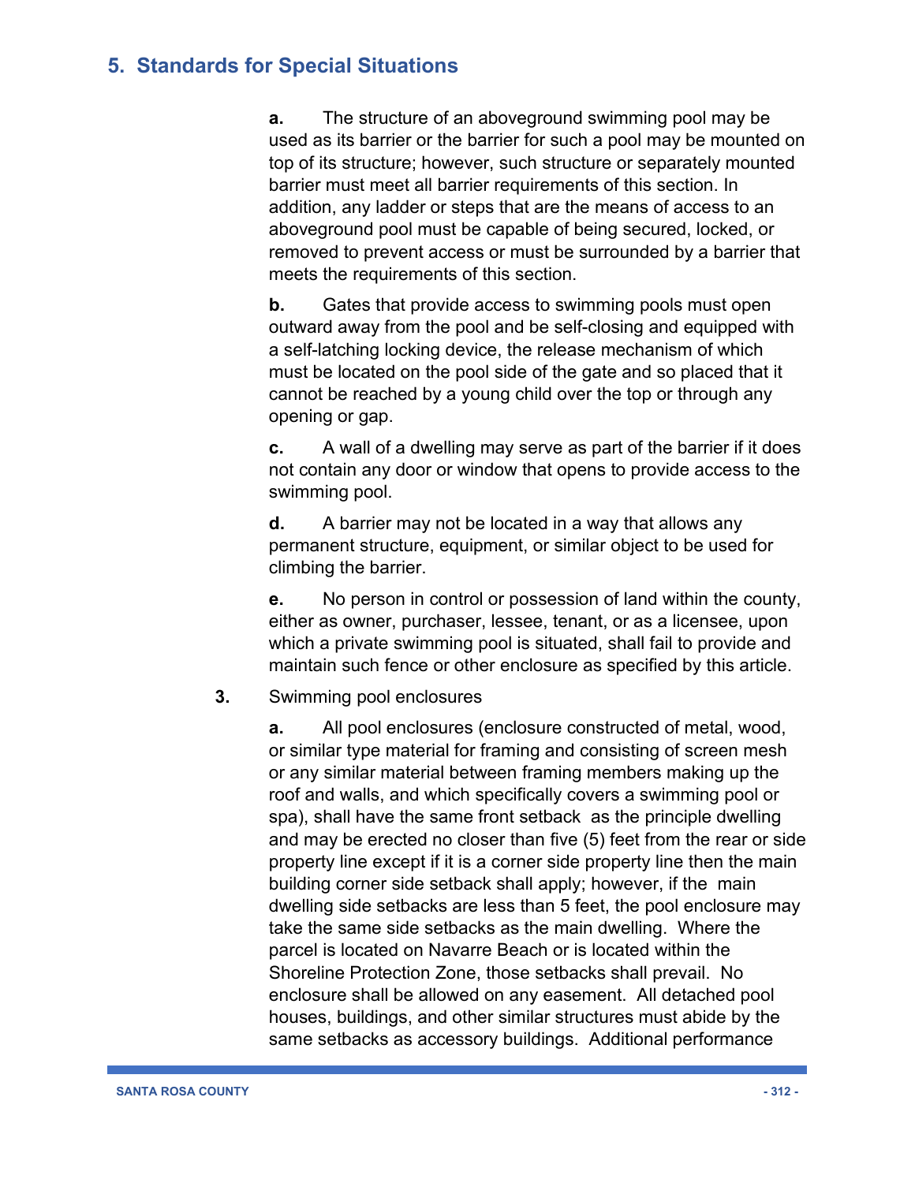## 5. Standards for Special Situations

**a.** The structure of an aboveground swimming pool may be used as its barrier or the barrier for such a pool may be mounted on top of its structure; however, such structure or separately mounted barrier must meet all barrier requirements of this section. In addition, any ladder or steps that are the means of access to an aboveground pool must be capable of being secured, locked, or removed to prevent access or must be surrounded by a barrier that meets the requirements of this section.

**b.** Gates that provide access to swimming pools must open outward away from the pool and be self-closing and equipped with a self-latching locking device, the release mechanism of which must be located on the pool side of the gate and so placed that it cannot be reached by a young child over the top or through any opening or gap.

**c.** A wall of a dwelling may serve as part of the barrier if it does not contain any door or window that opens to provide access to the swimming pool.

**d.** A barrier may not be located in a way that allows any permanent structure, equipment, or similar object to be used for climbing the barrier.

**e.** No person in control or possession of land within the county, either as owner, purchaser, lessee, tenant, or as a licensee, upon which a private swimming pool is situated, shall fail to provide and maintain such fence or other enclosure as specified by this article.

**3.** Swimming pool enclosures

**a.** All pool enclosures (enclosure constructed of metal, wood, or similar type material for framing and consisting of screen mesh or any similar material between framing members making up the roof and walls, and which specifically covers a swimming pool or spa), shall have the same front setback as the principle dwelling and may be erected no closer than five (5) feet from the rear or side property line except if it is a corner side property line then the main building corner side setback shall apply; however, if the main dwelling side setbacks are less than 5 feet, the pool enclosure may take the same side setbacks as the main dwelling. Where the parcel is located on Navarre Beach or is located within the Shoreline Protection Zone, those setbacks shall prevail. No enclosure shall be allowed on any easement. All detached pool houses, buildings, and other similar structures must abide by the same setbacks as accessory buildings. Additional performance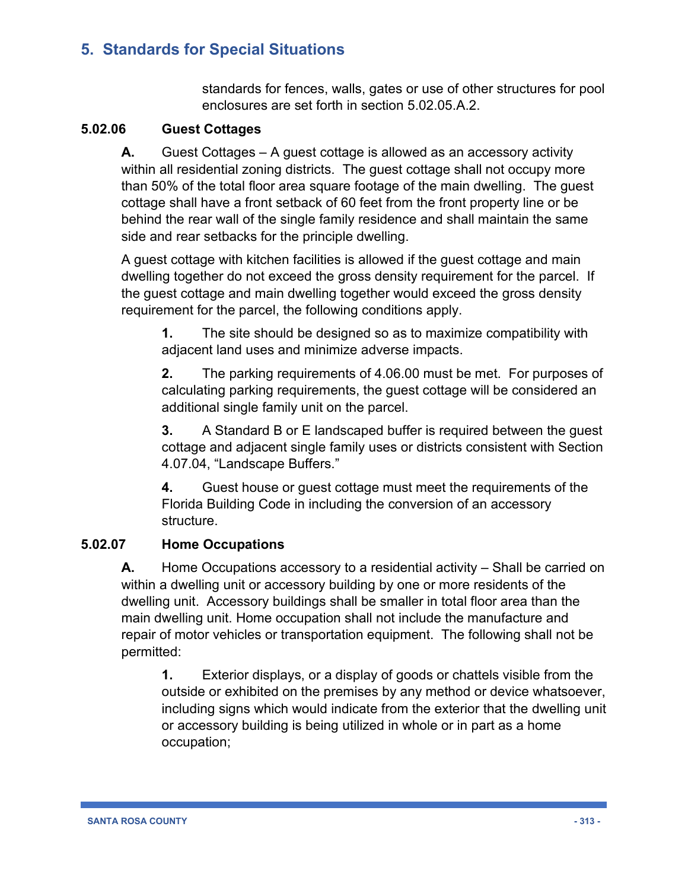standards for fences, walls, gates or use of other structures for pool enclosures are set forth in section 5.02.05.A.2.

### 5.02.06 Guest Cottages

**A.** Guest Cottages – A guest cottage is allowed as an accessory activity within all residential zoning districts. The guest cottage shall not occupy more than 50% of the total floor area square footage of the main dwelling. The guest cottage shall have a front setback of 60 feet from the front property line or be behind the rear wall of the single family residence and shall maintain the same side and rear setbacks for the principle dwelling.

A guest cottage with kitchen facilities is allowed if the guest cottage and main dwelling together do not exceed the gross density requirement for the parcel. If the guest cottage and main dwelling together would exceed the gross density requirement for the parcel, the following conditions apply.

**1.** The site should be designed so as to maximize compatibility with adjacent land uses and minimize adverse impacts.

**2.** The parking requirements of 4.06.00 must be met. For purposes of calculating parking requirements, the guest cottage will be considered an additional single family unit on the parcel.

**3.** A Standard B or E landscaped buffer is required between the guest cottage and adjacent single family uses or districts consistent with Section 4.07.04, "Landscape Buffers."

**4.** Guest house or guest cottage must meet the requirements of the Florida Building Code in including the conversion of an accessory structure.

### 5.02.07 Home Occupations

**A.** Home Occupations accessory to a residential activity – Shall be carried on within a dwelling unit or accessory building by one or more residents of the dwelling unit. Accessory buildings shall be smaller in total floor area than the main dwelling unit. Home occupation shall not include the manufacture and repair of motor vehicles or transportation equipment. The following shall not be permitted:

**1.** Exterior displays, or a display of goods or chattels visible from the outside or exhibited on the premises by any method or device whatsoever, including signs which would indicate from the exterior that the dwelling unit or accessory building is being utilized in whole or in part as a home occupation;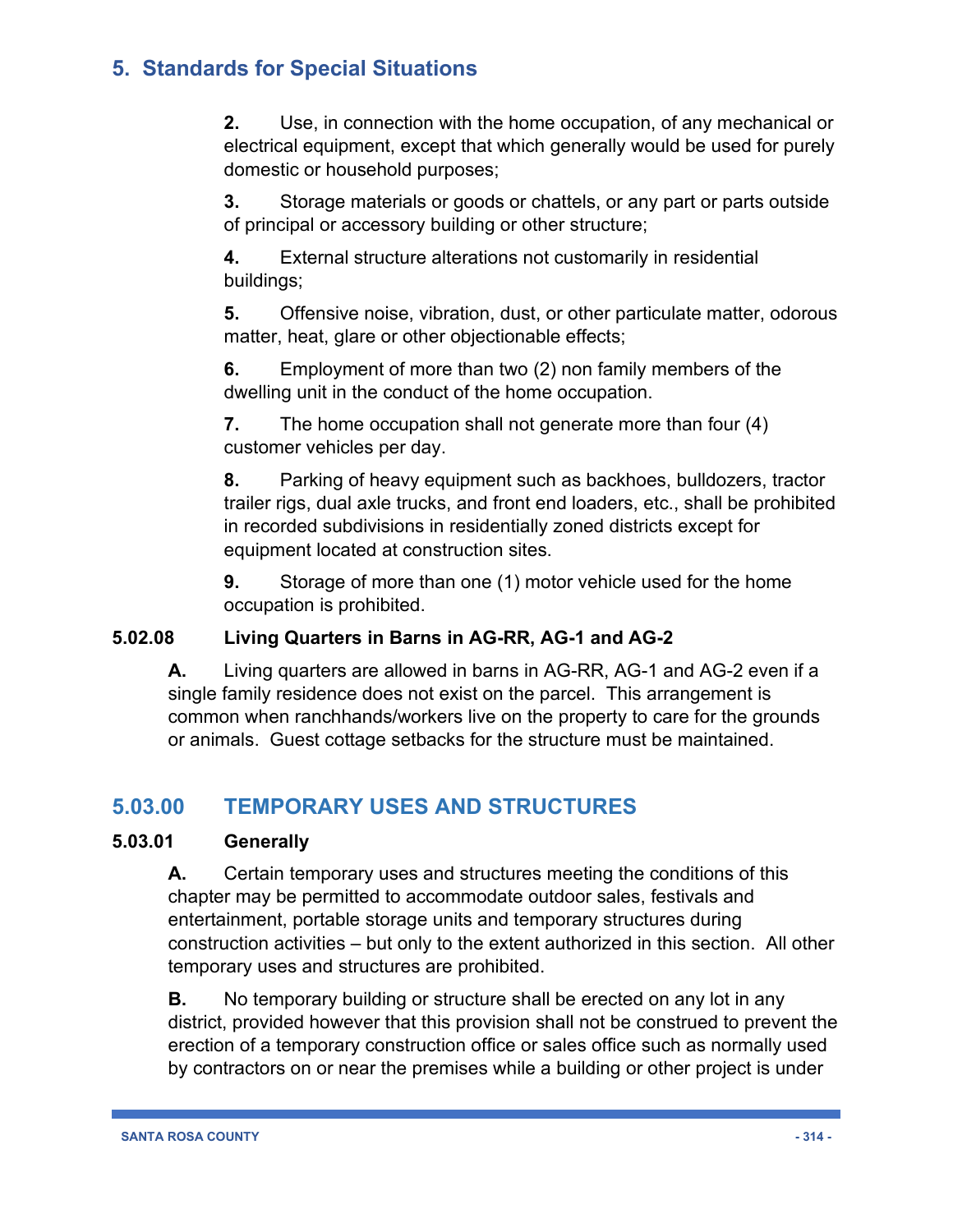**2.** Use, in connection with the home occupation, of any mechanical or electrical equipment, except that which generally would be used for purely domestic or household purposes;

**3.** Storage materials or goods or chattels, or any part or parts outside of principal or accessory building or other structure;

**4.** External structure alterations not customarily in residential buildings;

**5.** Offensive noise, vibration, dust, or other particulate matter, odorous matter, heat, glare or other objectionable effects;

**6.** Employment of more than two (2) non family members of the dwelling unit in the conduct of the home occupation.

**7.** The home occupation shall not generate more than four (4) customer vehicles per day.

**8.** Parking of heavy equipment such as backhoes, bulldozers, tractor trailer rigs, dual axle trucks, and front end loaders, etc., shall be prohibited in recorded subdivisions in residentially zoned districts except for equipment located at construction sites.

**9.** Storage of more than one (1) motor vehicle used for the home occupation is prohibited.

#### 5.02.08 Living Quarters in Barns in AG-RR, AG-1 and AG-2

**A.** Living quarters are allowed in barns in AG-RR, AG-1 and AG-2 even if a single family residence does not exist on the parcel. This arrangement is common when ranchhands/workers live on the property to care for the grounds or animals. Guest cottage setbacks for the structure must be maintained.

## 5.03.00 TEMPORARY USES AND STRUCTURES

#### 5.03.01 Generally

**A.** Certain temporary uses and structures meeting the conditions of this chapter may be permitted to accommodate outdoor sales, festivals and entertainment, portable storage units and temporary structures during construction activities – but only to the extent authorized in this section. All other temporary uses and structures are prohibited.

**B.** No temporary building or structure shall be erected on any lot in any district, provided however that this provision shall not be construed to prevent the erection of a temporary construction office or sales office such as normally used by contractors on or near the premises while a building or other project is under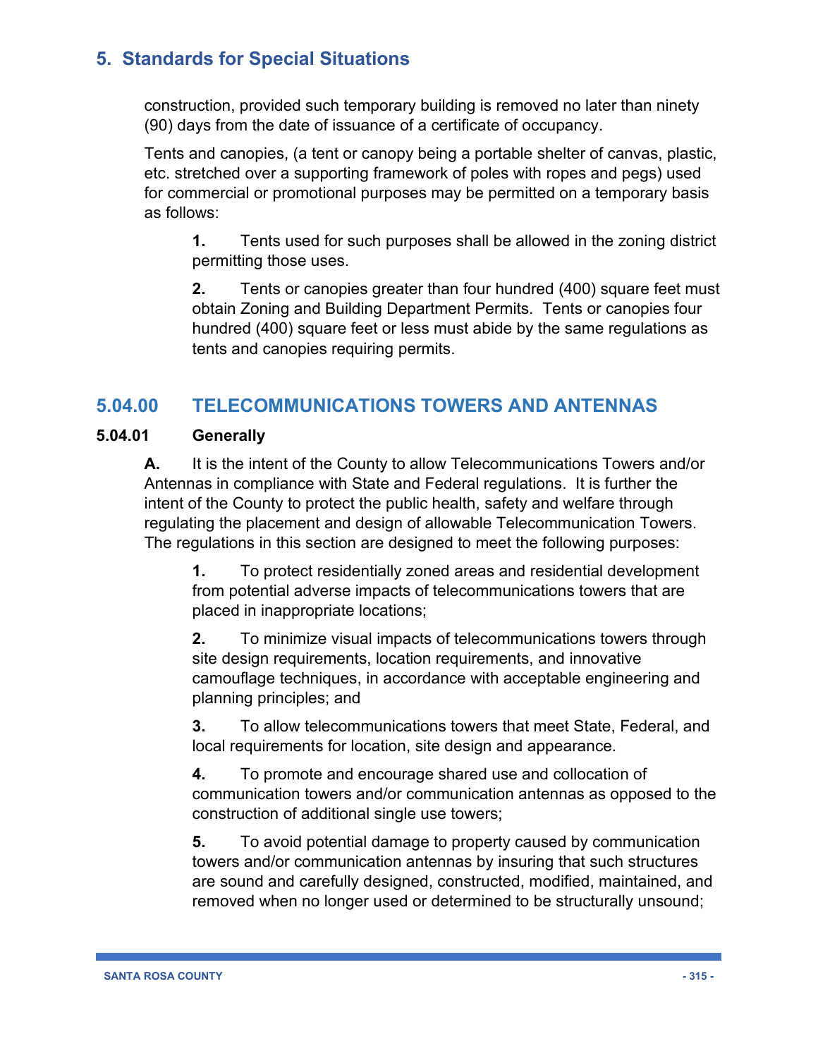construction, provided such temporary building is removed no later than ninety (90) days from the date of issuance of a certificate of occupancy.

Tents and canopies, (a tent or canopy being a portable shelter of canvas, plastic, etc. stretched over a supporting framework of poles with ropes and pegs) used for commercial or promotional purposes may be permitted on a temporary basis as follows:

**1.** Tents used for such purposes shall be allowed in the zoning district permitting those uses.

**2.** Tents or canopies greater than four hundred (400) square feet must obtain Zoning and Building Department Permits. Tents or canopies four hundred (400) square feet or less must abide by the same regulations as tents and canopies requiring permits.

## 5.04.00 TELECOMMUNICATIONS TOWERS AND ANTENNAS

### 5.04.01 Generally

**A.** It is the intent of the County to allow Telecommunications Towers and/or Antennas in compliance with State and Federal regulations. It is further the intent of the County to protect the public health, safety and welfare through regulating the placement and design of allowable Telecommunication Towers. The regulations in this section are designed to meet the following purposes:

**1.** To protect residentially zoned areas and residential development from potential adverse impacts of telecommunications towers that are placed in inappropriate locations;

**2.** To minimize visual impacts of telecommunications towers through site design requirements, location requirements, and innovative camouflage techniques, in accordance with acceptable engineering and planning principles; and

**3.** To allow telecommunications towers that meet State, Federal, and local requirements for location, site design and appearance.

**4.** To promote and encourage shared use and collocation of communication towers and/or communication antennas as opposed to the construction of additional single use towers;

**5.** To avoid potential damage to property caused by communication towers and/or communication antennas by insuring that such structures are sound and carefully designed, constructed, modified, maintained, and removed when no longer used or determined to be structurally unsound;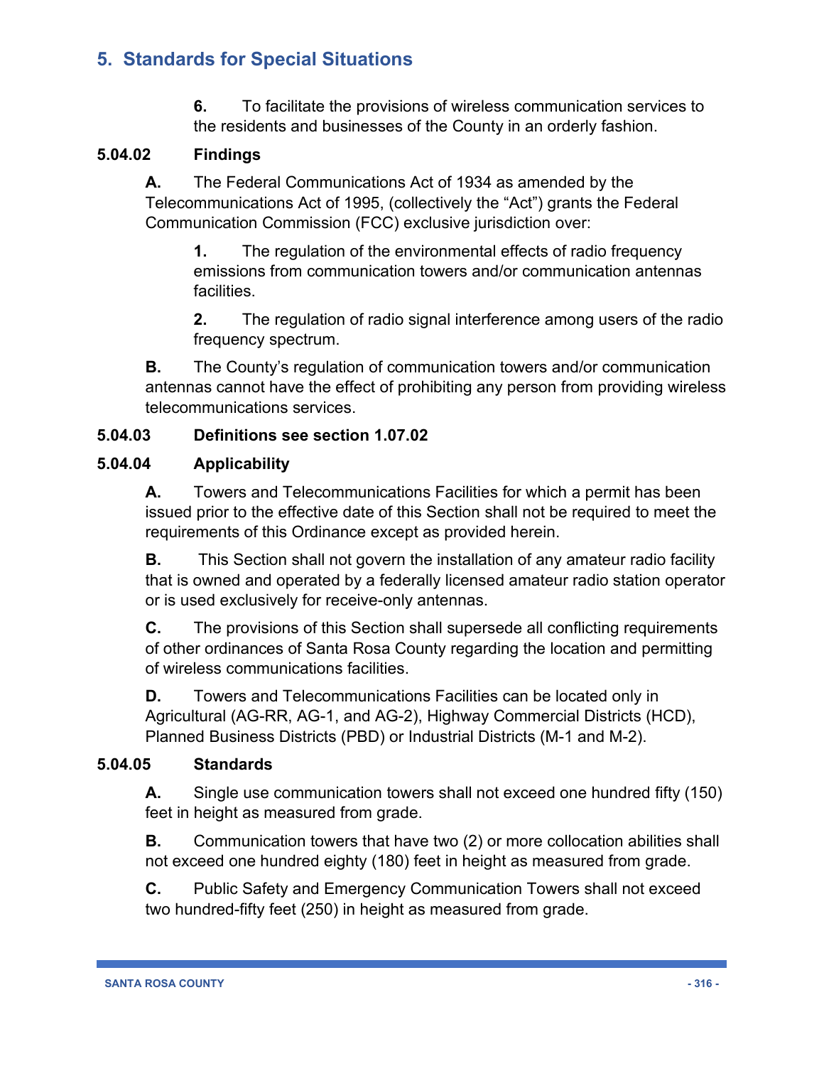6. To facilitate the provisions of wireless communication services to the residents and businesses of the County in an orderly fashion.

### 5.04.02 Findings

**A.** The Federal Communications Act of 1934 as amended by the Telecommunications Act of 1995, (collectively the "Act") grants the Federal Communication Commission (FCC) exclusive jurisdiction over:

1. The regulation of the environmental effects of radio frequency emissions from communication towers and/or communication antennas facilities.

2. The regulation of radio signal interference among users of the radio frequency spectrum.

**B.** The County's regulation of communication towers and/or communication antennas cannot have the effect of prohibiting any person from providing wireless telecommunications services.

### 5.04.03 Definitions see section 1.07.02

### 5.04.04 Applicability

**A.** Towers and Telecommunications Facilities for which a permit has been issued prior to the effective date of this Section shall not be required to meet the requirements of this Ordinance except as provided herein.

**B.** This Section shall not govern the installation of any amateur radio facility that is owned and operated by a federally licensed amateur radio station operator or is used exclusively for receive-only antennas.

**C.** The provisions of this Section shall supersede all conflicting requirements of other ordinances of Santa Rosa County regarding the location and permitting of wireless communications facilities.

**D.** Towers and Telecommunications Facilities can be located only in Agricultural (AG-RR, AG-1, and AG-2), Highway Commercial Districts (HCD), Planned Business Districts (PBD) or Industrial Districts (M-1 and M-2).

### 5.04.05 Standards

**A.** Single use communication towers shall not exceed one hundred fifty (150) feet in height as measured from grade.

**B.** Communication towers that have two (2) or more collocation abilities shall not exceed one hundred eighty (180) feet in height as measured from grade.

**C.** Public Safety and Emergency Communication Towers shall not exceed two hundred-fifty feet (250) in height as measured from grade.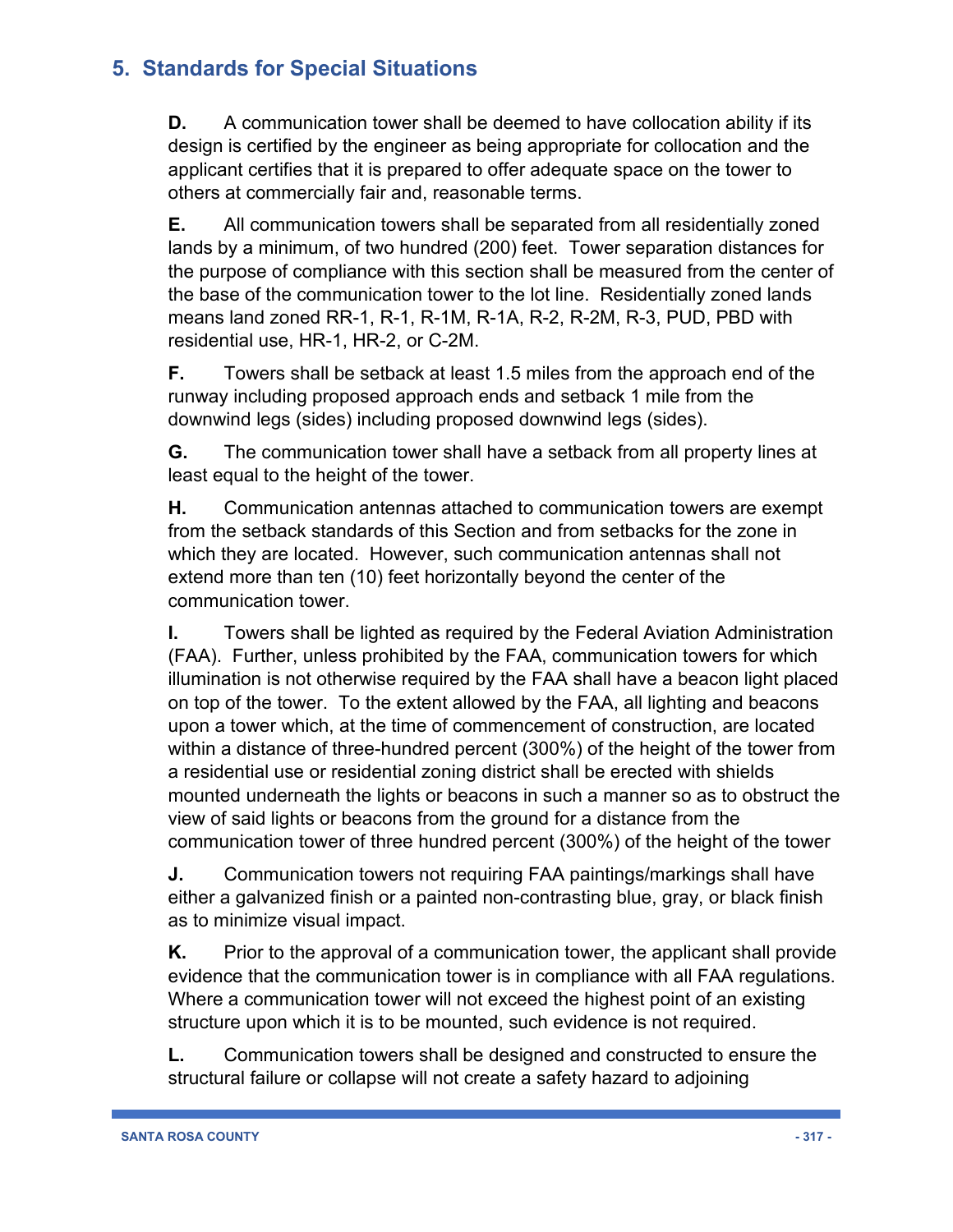## 5. Standards for Special Situations

**D.** A communication tower shall be deemed to have collocation ability if its design is certified by the engineer as being appropriate for collocation and the applicant certifies that it is prepared to offer adequate space on the tower to others at commercially fair and, reasonable terms.

**E.** All communication towers shall be separated from all residentially zoned lands by a minimum, of two hundred (200) feet. Tower separation distances for the purpose of compliance with this section shall be measured from the center of the base of the communication tower to the lot line. Residentially zoned lands means land zoned RR-1, R-1, R-1M, R-1A, R-2, R-2M, R-3, PUD, PBD with residential use, HR-1, HR-2, or C-2M.

**F.** Towers shall be setback at least 1.5 miles from the approach end of the runway including proposed approach ends and setback 1 mile from the downwind legs (sides) including proposed downwind legs (sides).

**G.** The communication tower shall have a setback from all property lines at least equal to the height of the tower.

**H.** Communication antennas attached to communication towers are exempt from the setback standards of this Section and from setbacks for the zone in which they are located. However, such communication antennas shall not extend more than ten (10) feet horizontally beyond the center of the communication tower.

**I.** Towers shall be lighted as required by the Federal Aviation Administration (FAA). Further, unless prohibited by the FAA, communication towers for which illumination is not otherwise required by the FAA shall have a beacon light placed on top of the tower. To the extent allowed by the FAA, all lighting and beacons upon a tower which, at the time of commencement of construction, are located within a distance of three-hundred percent (300%) of the height of the tower from a residential use or residential zoning district shall be erected with shields mounted underneath the lights or beacons in such a manner so as to obstruct the view of said lights or beacons from the ground for a distance from the communication tower of three hundred percent (300%) of the height of the tower

**J.** Communication towers not requiring FAA paintings/markings shall have either a galvanized finish or a painted non-contrasting blue, gray, or black finish as to minimize visual impact.

**K.** Prior to the approval of a communication tower, the applicant shall provide evidence that the communication tower is in compliance with all FAA regulations. Where a communication tower will not exceed the highest point of an existing structure upon which it is to be mounted, such evidence is not required.

**L.** Communication towers shall be designed and constructed to ensure the structural failure or collapse will not create a safety hazard to adjoining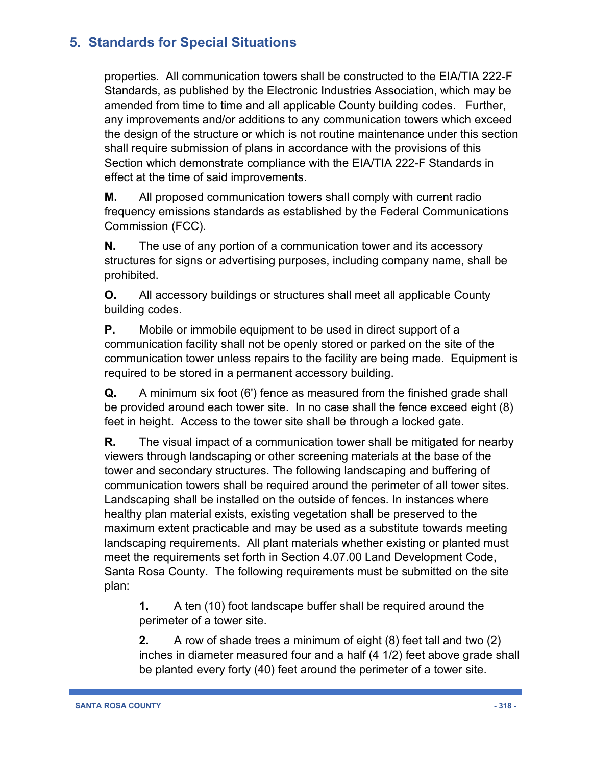properties. All communication towers shall be constructed to the EIA/TIA 222-F Standards, as published by the Electronic Industries Association, which may be amended from time to time and all applicable County building codes. Further, any improvements and/or additions to any communication towers which exceed the design of the structure or which is not routine maintenance under this section shall require submission of plans in accordance with the provisions of this Section which demonstrate compliance with the EIA/TIA 222-F Standards in effect at the time of said improvements.

**M.** All proposed communication towers shall comply with current radio frequency emissions standards as established by the Federal Communications Commission (FCC).

**N.** The use of any portion of a communication tower and its accessory structures for signs or advertising purposes, including company name, shall be prohibited.

**O.** All accessory buildings or structures shall meet all applicable County building codes.

**P.** Mobile or immobile equipment to be used in direct support of a communication facility shall not be openly stored or parked on the site of the communication tower unless repairs to the facility are being made. Equipment is required to be stored in a permanent accessory building.

**Q.** A minimum six foot (6') fence as measured from the finished grade shall be provided around each tower site. In no case shall the fence exceed eight (8) feet in height. Access to the tower site shall be through a locked gate.

**R.** The visual impact of a communication tower shall be mitigated for nearby viewers through landscaping or other screening materials at the base of the tower and secondary structures. The following landscaping and buffering of communication towers shall be required around the perimeter of all tower sites. Landscaping shall be installed on the outside of fences. In instances where healthy plan material exists, existing vegetation shall be preserved to the maximum extent practicable and may be used as a substitute towards meeting landscaping requirements. All plant materials whether existing or planted must meet the requirements set forth in Section 4.07.00 Land Development Code, Santa Rosa County. The following requirements must be submitted on the site plan:

**1.** A ten (10) foot landscape buffer shall be required around the perimeter of a tower site.

**2.** A row of shade trees a minimum of eight (8) feet tall and two (2) inches in diameter measured four and a half (4 1/2) feet above grade shall be planted every forty (40) feet around the perimeter of a tower site.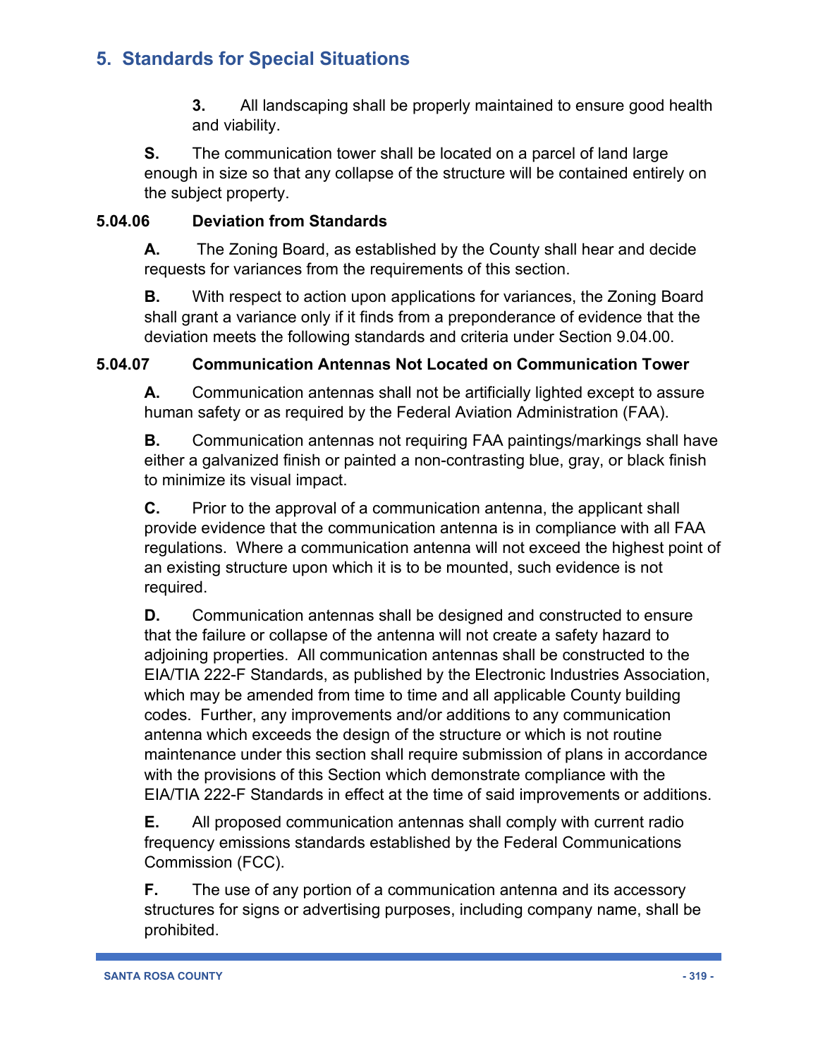3. All landscaping shall be properly maintained to ensure good health and viability.

**S.** The communication tower shall be located on a parcel of land large enough in size so that any collapse of the structure will be contained entirely on the subject property.

### 5.04.06 Deviation from Standards

**A.** The Zoning Board, as established by the County shall hear and decide requests for variances from the requirements of this section.

**B.** With respect to action upon applications for variances, the Zoning Board shall grant a variance only if it finds from a preponderance of evidence that the deviation meets the following standards and criteria under Section 9.04.00.

### 5.04.07 Communication Antennas Not Located on Communication Tower

**A.** Communication antennas shall not be artificially lighted except to assure human safety or as required by the Federal Aviation Administration (FAA).

**B.** Communication antennas not requiring FAA paintings/markings shall have either a galvanized finish or painted a non-contrasting blue, gray, or black finish to minimize its visual impact.

**C.** Prior to the approval of a communication antenna, the applicant shall provide evidence that the communication antenna is in compliance with all FAA regulations. Where a communication antenna will not exceed the highest point of an existing structure upon which it is to be mounted, such evidence is not required.

**D.** Communication antennas shall be designed and constructed to ensure that the failure or collapse of the antenna will not create a safety hazard to adjoining properties. All communication antennas shall be constructed to the EIA/TIA 222-F Standards, as published by the Electronic Industries Association, which may be amended from time to time and all applicable County building codes. Further, any improvements and/or additions to any communication antenna which exceeds the design of the structure or which is not routine maintenance under this section shall require submission of plans in accordance with the provisions of this Section which demonstrate compliance with the EIA/TIA 222-F Standards in effect at the time of said improvements or additions.

**E.** All proposed communication antennas shall comply with current radio frequency emissions standards established by the Federal Communications Commission (FCC).

**F.** The use of any portion of a communication antenna and its accessory structures for signs or advertising purposes, including company name, shall be prohibited.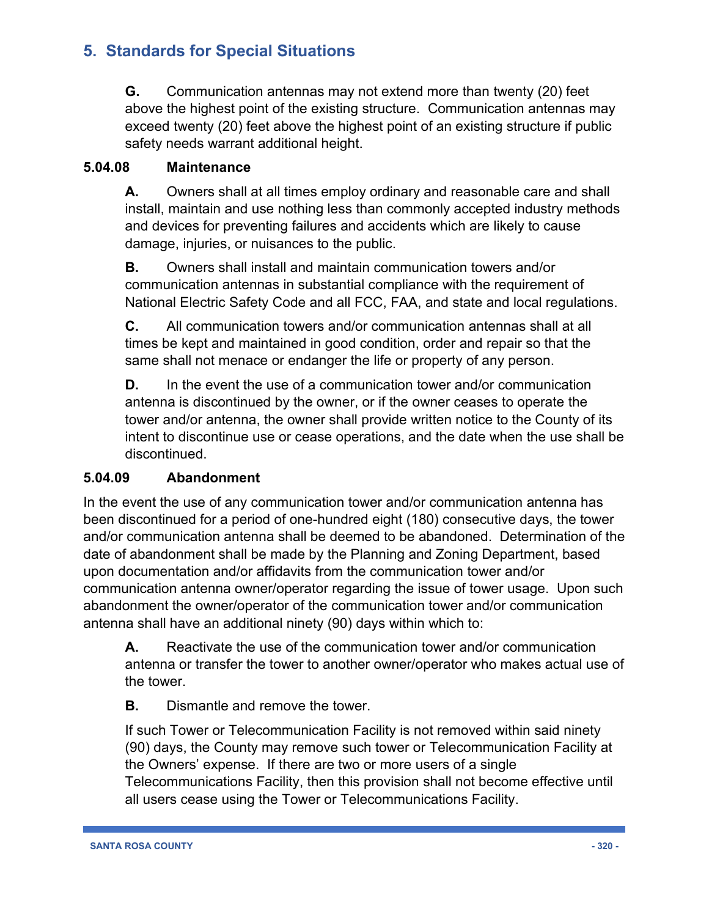## 5. Standards for Special Situations

**G.** Communication antennas may not extend more than twenty (20) feet above the highest point of the existing structure. Communication antennas may exceed twenty (20) feet above the highest point of an existing structure if public safety needs warrant additional height.

### 5.04.08 Maintenance

**A.** Owners shall at all times employ ordinary and reasonable care and shall install, maintain and use nothing less than commonly accepted industry methods and devices for preventing failures and accidents which are likely to cause damage, injuries, or nuisances to the public.

**B.** Owners shall install and maintain communication towers and/or communication antennas in substantial compliance with the requirement of National Electric Safety Code and all FCC, FAA, and state and local regulations.

**C.** All communication towers and/or communication antennas shall at all times be kept and maintained in good condition, order and repair so that the same shall not menace or endanger the life or property of any person.

**D.** In the event the use of a communication tower and/or communication antenna is discontinued by the owner, or if the owner ceases to operate the tower and/or antenna, the owner shall provide written notice to the County of its intent to discontinue use or cease operations, and the date when the use shall be discontinued.

### 5.04.09 Abandonment

In the event the use of any communication tower and/or communication antenna has been discontinued for a period of one-hundred eight (180) consecutive days, the tower and/or communication antenna shall be deemed to be abandoned. Determination of the date of abandonment shall be made by the Planning and Zoning Department, based upon documentation and/or affidavits from the communication tower and/or communication antenna owner/operator regarding the issue of tower usage. Upon such abandonment the owner/operator of the communication tower and/or communication antenna shall have an additional ninety (90) days within which to:

**A.** Reactivate the use of the communication tower and/or communication antenna or transfer the tower to another owner/operator who makes actual use of the tower.

**B.** Dismantle and remove the tower.

If such Tower or Telecommunication Facility is not removed within said ninety (90) days, the County may remove such tower or Telecommunication Facility at the Owners' expense. If there are two or more users of a single Telecommunications Facility, then this provision shall not become effective until all users cease using the Tower or Telecommunications Facility.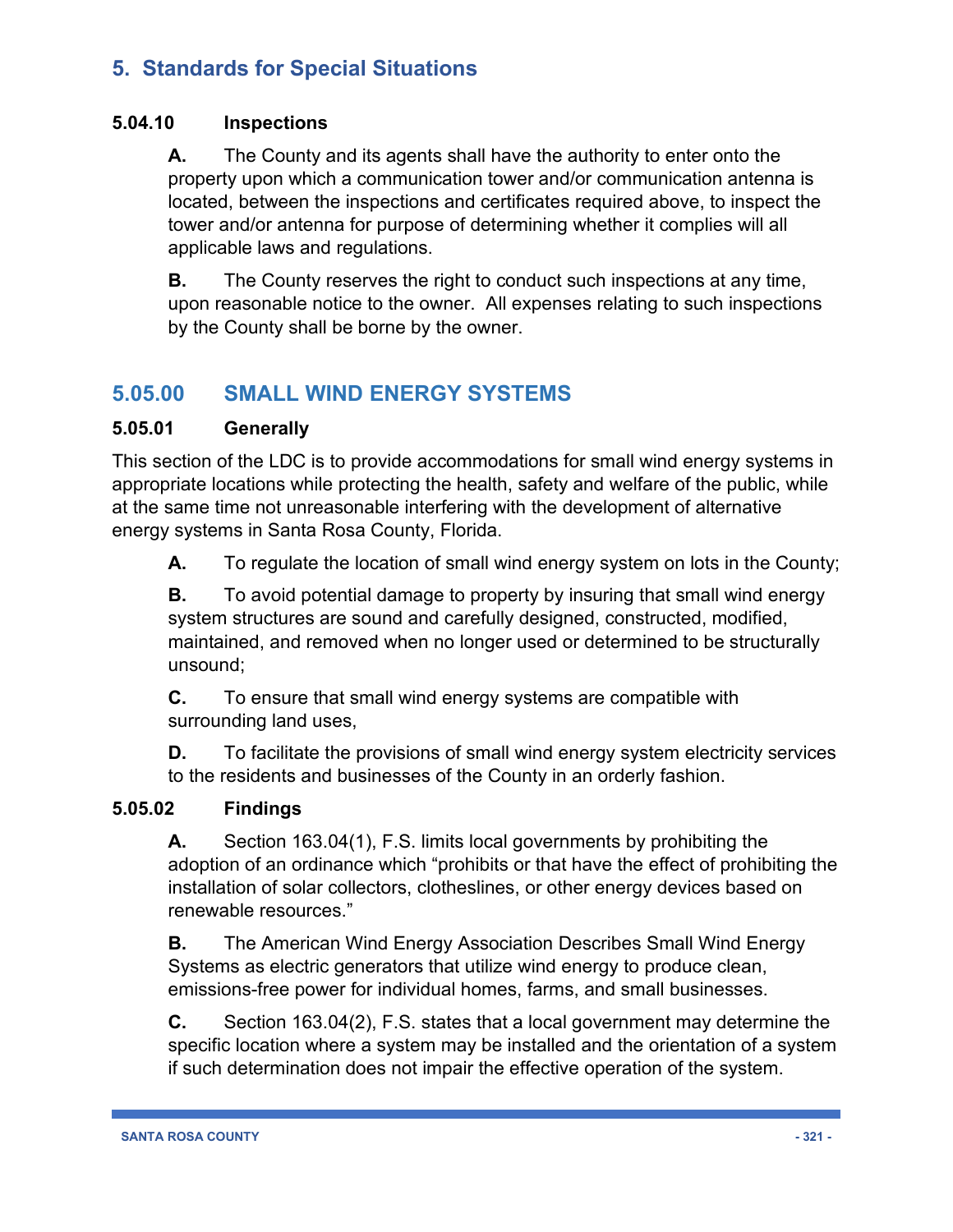# 5. Standards for Special Situations

### 5.04.10 Inspections

**A.** The County and its agents shall have the authority to enter onto the property upon which a communication tower and/or communication antenna is located, between the inspections and certificates required above, to inspect the tower and/or antenna for purpose of determining whether it complies will all applicable laws and regulations.

**B.** The County reserves the right to conduct such inspections at any time, upon reasonable notice to the owner. All expenses relating to such inspections by the County shall be borne by the owner.

## 5.05.00 SMALL WIND ENERGY SYSTEMS

### 5.05.01 Generally

This section of the LDC is to provide accommodations for small wind energy systems in appropriate locations while protecting the health, safety and welfare of the public, while at the same time not unreasonable interfering with the development of alternative energy systems in Santa Rosa County, Florida.

**A.** To regulate the location of small wind energy system on lots in the County;

**B.** To avoid potential damage to property by insuring that small wind energy system structures are sound and carefully designed, constructed, modified, maintained, and removed when no longer used or determined to be structurally unsound;

**C.** To ensure that small wind energy systems are compatible with surrounding land uses,

**D.** To facilitate the provisions of small wind energy system electricity services to the residents and businesses of the County in an orderly fashion.

### 5.05.02 Findings

**A.** Section 163.04(1), F.S. limits local governments by prohibiting the adoption of an ordinance which "prohibits or that have the effect of prohibiting the installation of solar collectors, clotheslines, or other energy devices based on renewable resources."

**B.** The American Wind Energy Association Describes Small Wind Energy Systems as electric generators that utilize wind energy to produce clean, emissions-free power for individual homes, farms, and small businesses.

**C.** Section 163.04(2), F.S. states that a local government may determine the specific location where a system may be installed and the orientation of a system if such determination does not impair the effective operation of the system.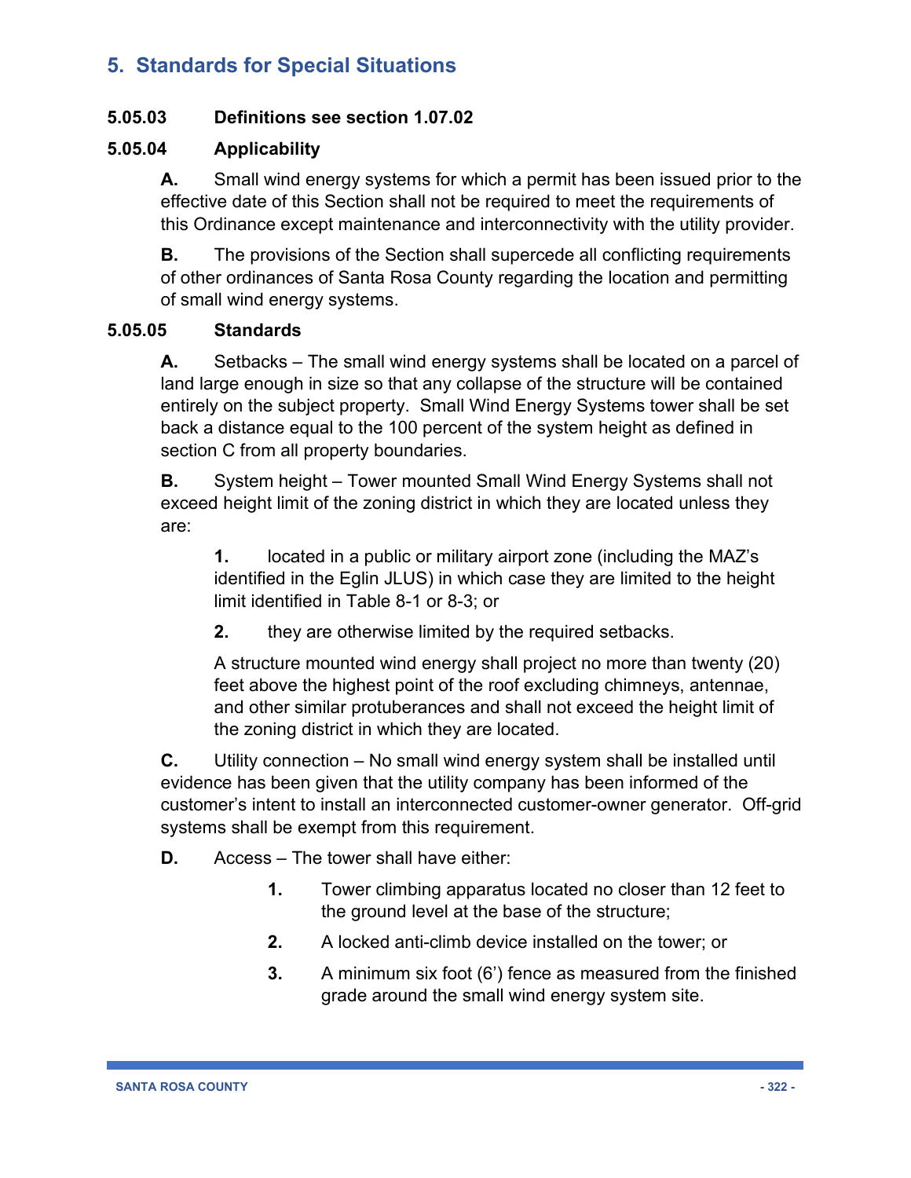## 5. Standards for Special Situations

**5.05.03 Definitions see section 1.07.02**

**5.05.04 Applicability**

**A.** Small wind energy systems for which a permit has been issued prior to the effective date of this Section shall not be required to meet the requirements of this Ordinance except maintenance and interconnectivity with the utility provider.

**B.** The provisions of the Section shall supercede all conflicting requirements of other ordinances of Santa Rosa County regarding the location and permitting of small wind energy systems.

**5.05.05 Standards**

**A.** Setbacks – The small wind energy systems shall be located on a parcel of land large enough in size so that any collapse of the structure will be contained entirely on the subject property. Small Wind Energy Systems tower shall be set back a distance equal to the 100 percent of the system height as defined in section C from all property boundaries.

**B.** System height – Tower mounted Small Wind Energy Systems shall not exceed height limit of the zoning district in which they are located unless they are:

**1.** located in a public or military airport zone (including the MAZ's identified in the Eglin JLUS) in which case they are limited to the height limit identified in Table 8-1 or 8-3; or

**2.** they are otherwise limited by the required setbacks.

A structure mounted wind energy shall project no more than twenty (20) feet above the highest point of the roof excluding chimneys, antennae, and other similar protuberances and shall not exceed the height limit of the zoning district in which they are located.

**C.** Utility connection – No small wind energy system shall be installed until evidence has been given that the utility company has been informed of the customer's intent to install an interconnected customer-owner generator. Off-grid systems shall be exempt from this requirement.

**D.** Access – The tower shall have either:

**1.** Tower climbing apparatus located no closer than 12 feet to the ground level at the base of the structure;

**2.** A locked anti-climb device installed on the tower; or

**3.** A minimum six foot (6') fence as measured from the finished grade around the small wind energy system site.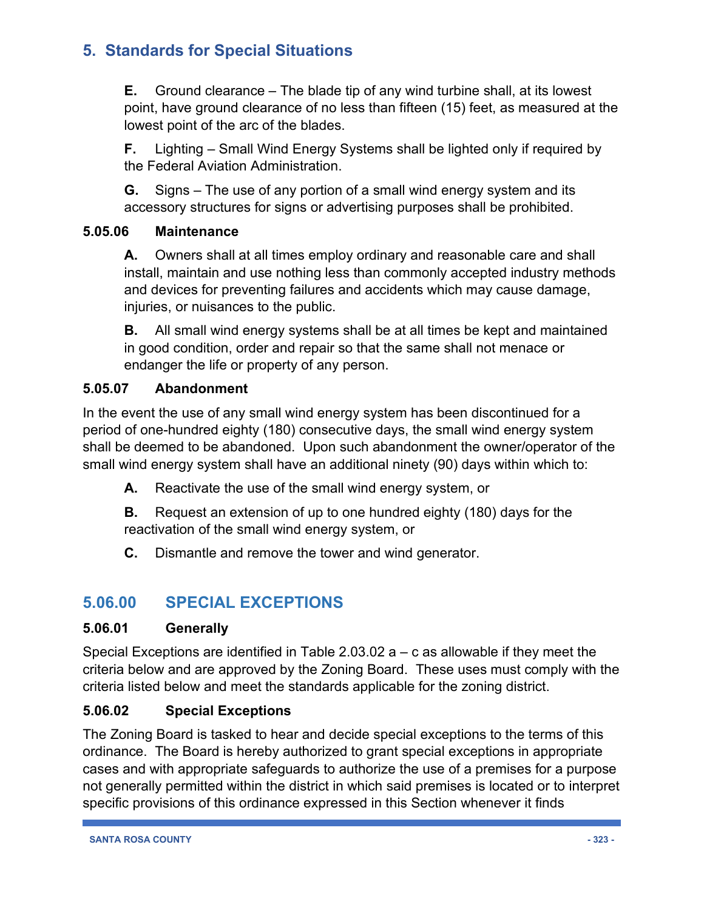**E.** Ground clearance – The blade tip of any wind turbine shall, at its lowest point, have ground clearance of no less than fifteen (15) feet, as measured at the lowest point of the arc of the blades.

**F.** Lighting – Small Wind Energy Systems shall be lighted only if required by the Federal Aviation Administration.

**G.** Signs – The use of any portion of a small wind energy system and its accessory structures for signs or advertising purposes shall be prohibited.

### 5.05.06 Maintenance

**A.** Owners shall at all times employ ordinary and reasonable care and shall install, maintain and use nothing less than commonly accepted industry methods and devices for preventing failures and accidents which may cause damage, injuries, or nuisances to the public.

**B.** All small wind energy systems shall be at all times be kept and maintained in good condition, order and repair so that the same shall not menace or endanger the life or property of any person.

### 5.05.07 Abandonment

In the event the use of any small wind energy system has been discontinued for a period of one-hundred eighty (180) consecutive days, the small wind energy system shall be deemed to be abandoned. Upon such abandonment the owner/operator of the small wind energy system shall have an additional ninety (90) days within which to:

**A.** Reactivate the use of the small wind energy system, or

**B.** Request an extension of up to one hundred eighty (180) days for the reactivation of the small wind energy system, or

**C.** Dismantle and remove the tower and wind generator.

## 5.06.00 SPECIAL EXCEPTIONS

### 5.06.01 Generally

Special Exceptions are identified in Table 2.03.02 a – c as allowable if they meet the criteria below and are approved by the Zoning Board. These uses must comply with the criteria listed below and meet the standards applicable for the zoning district.

### 5.06.02 Special Exceptions

The Zoning Board is tasked to hear and decide special exceptions to the terms of this ordinance. The Board is hereby authorized to grant special exceptions in appropriate cases and with appropriate safeguards to authorize the use of a premises for a purpose not generally permitted within the district in which said premises is located or to interpret specific provisions of this ordinance expressed in this Section whenever it finds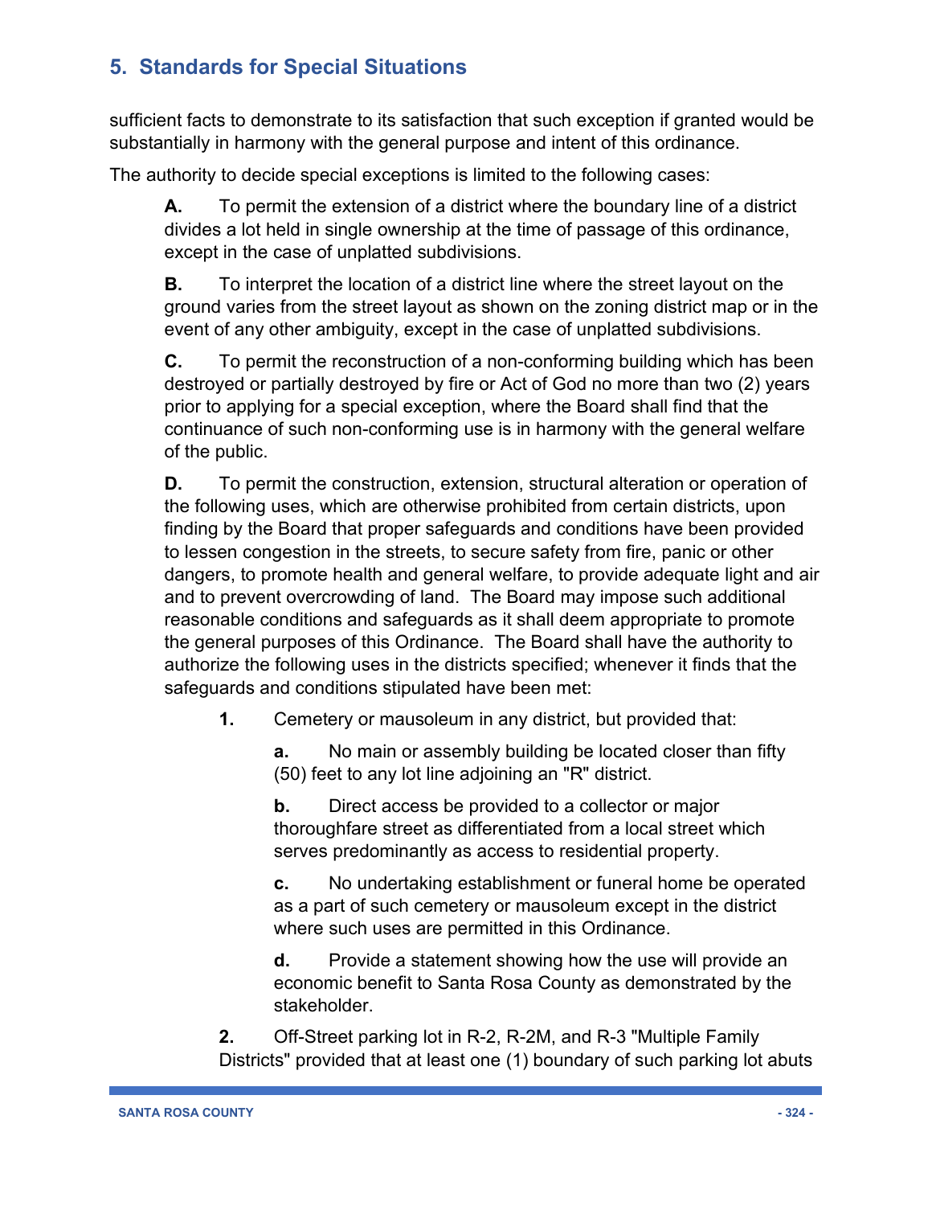sufficient facts to demonstrate to its satisfaction that such exception if granted would be substantially in harmony with the general purpose and intent of this ordinance.

The authority to decide special exceptions is limited to the following cases:

**A.** To permit the extension of a district where the boundary line of a district divides a lot held in single ownership at the time of passage of this ordinance, except in the case of unplatted subdivisions.

**B.** To interpret the location of a district line where the street layout on the ground varies from the street layout as shown on the zoning district map or in the event of any other ambiguity, except in the case of unplatted subdivisions.

**C.** To permit the reconstruction of a non-conforming building which has been destroyed or partially destroyed by fire or Act of God no more than two (2) years prior to applying for a special exception, where the Board shall find that the continuance of such non-conforming use is in harmony with the general welfare of the public.

**D.** To permit the construction, extension, structural alteration or operation of the following uses, which are otherwise prohibited from certain districts, upon finding by the Board that proper safeguards and conditions have been provided to lessen congestion in the streets, to secure safety from fire, panic or other dangers, to promote health and general welfare, to provide adequate light and air and to prevent overcrowding of land. The Board may impose such additional reasonable conditions and safeguards as it shall deem appropriate to promote the general purposes of this Ordinance. The Board shall have the authority to authorize the following uses in the districts specified; whenever it finds that the safeguards and conditions stipulated have been met:

**1.** Cemetery or mausoleum in any district, but provided that:

**a.** No main or assembly building be located closer than fifty (50) feet to any lot line adjoining an "R" district.

**b.** Direct access be provided to a collector or major thoroughfare street as differentiated from a local street which serves predominantly as access to residential property.

**c.** No undertaking establishment or funeral home be operated as a part of such cemetery or mausoleum except in the district where such uses are permitted in this Ordinance.

**d.** Provide a statement showing how the use will provide an economic benefit to Santa Rosa County as demonstrated by the stakeholder.

**2.** Off-Street parking lot in R-2, R-2M, and R-3 "Multiple Family Districts" provided that at least one (1) boundary of such parking lot abuts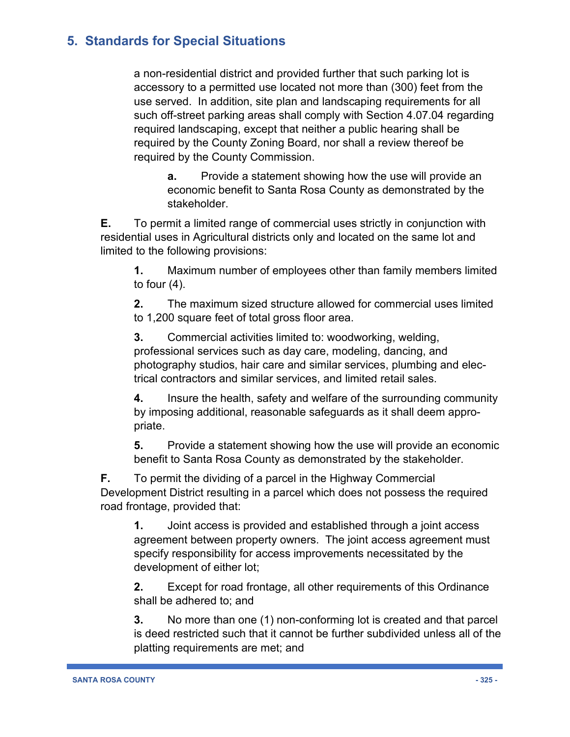a non-residential district and provided further that such parking lot is accessory to a permitted use located not more than (300) feet from the use served. In addition, site plan and landscaping requirements for all such off-street parking areas shall comply with Section 4.07.04 regarding required landscaping, except that neither a public hearing shall be required by the County Zoning Board, nor shall a review thereof be required by the County Commission.

**a.** Provide a statement showing how the use will provide an economic benefit to Santa Rosa County as demonstrated by the stakeholder.

**E.** To permit a limited range of commercial uses strictly in conjunction with residential uses in Agricultural districts only and located on the same lot and limited to the following provisions:

**1.** Maximum number of employees other than family members limited to four (4).

**2.** The maximum sized structure allowed for commercial uses limited to 1,200 square feet of total gross floor area.

**3.** Commercial activities limited to: woodworking, welding, professional services such as day care, modeling, dancing, and photography studios, hair care and similar services, plumbing and electrical contractors and similar services, and limited retail sales.

**4.** Insure the health, safety and welfare of the surrounding community by imposing additional, reasonable safeguards as it shall deem appropriate.

**5.** Provide a statement showing how the use will provide an economic benefit to Santa Rosa County as demonstrated by the stakeholder.

**F.** To permit the dividing of a parcel in the Highway Commercial Development District resulting in a parcel which does not possess the required road frontage, provided that:

**1.** Joint access is provided and established through a joint access agreement between property owners. The joint access agreement must specify responsibility for access improvements necessitated by the development of either lot;

**2.** Except for road frontage, all other requirements of this Ordinance shall be adhered to; and

**3.** No more than one (1) non-conforming lot is created and that parcel is deed restricted such that it cannot be further subdivided unless all of the platting requirements are met; and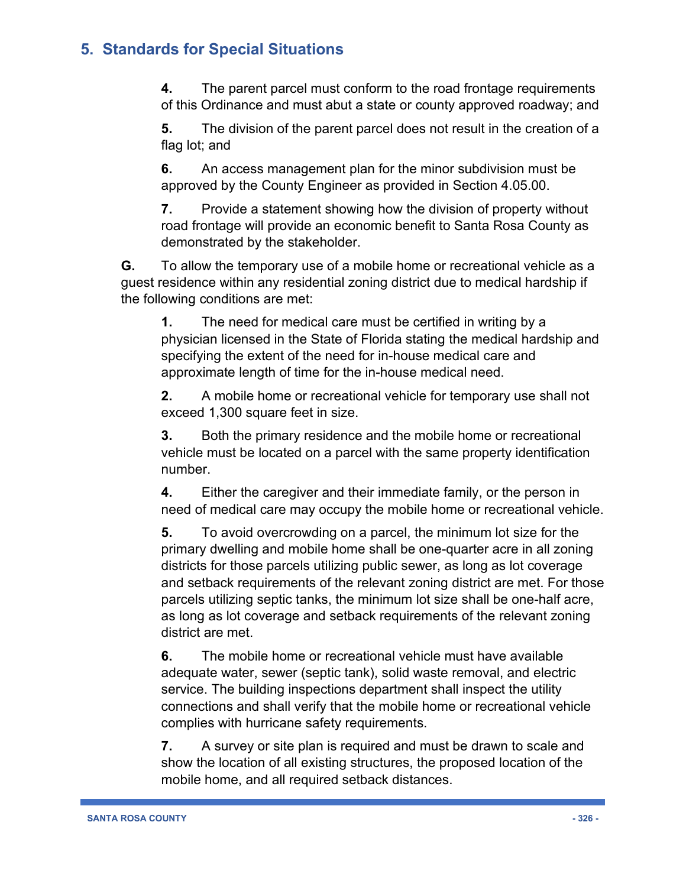## 5. Standards for Special Situations

**4.** The parent parcel must conform to the road frontage requirements of this Ordinance and must abut a state or county approved roadway; and

**5.** The division of the parent parcel does not result in the creation of a flag lot; and

**6.** An access management plan for the minor subdivision must be approved by the County Engineer as provided in Section 4.05.00.

**7.** Provide a statement showing how the division of property without road frontage will provide an economic benefit to Santa Rosa County as demonstrated by the stakeholder.

**G.** To allow the temporary use of a mobile home or recreational vehicle as a guest residence within any residential zoning district due to medical hardship if the following conditions are met:

**1.** The need for medical care must be certified in writing by a physician licensed in the State of Florida stating the medical hardship and specifying the extent of the need for in-house medical care and approximate length of time for the in-house medical need.

**2.** A mobile home or recreational vehicle for temporary use shall not exceed 1,300 square feet in size.

**3.** Both the primary residence and the mobile home or recreational vehicle must be located on a parcel with the same property identification number.

**4.** Either the caregiver and their immediate family, or the person in need of medical care may occupy the mobile home or recreational vehicle.

**5.** To avoid overcrowding on a parcel, the minimum lot size for the primary dwelling and mobile home shall be one-quarter acre in all zoning districts for those parcels utilizing public sewer, as long as lot coverage and setback requirements of the relevant zoning district are met. For those parcels utilizing septic tanks, the minimum lot size shall be one-half acre, as long as lot coverage and setback requirements of the relevant zoning district are met.

**6.** The mobile home or recreational vehicle must have available adequate water, sewer (septic tank), solid waste removal, and electric service. The building inspections department shall inspect the utility connections and shall verify that the mobile home or recreational vehicle complies with hurricane safety requirements.

**7.** A survey or site plan is required and must be drawn to scale and show the location of all existing structures, the proposed location of the mobile home, and all required setback distances.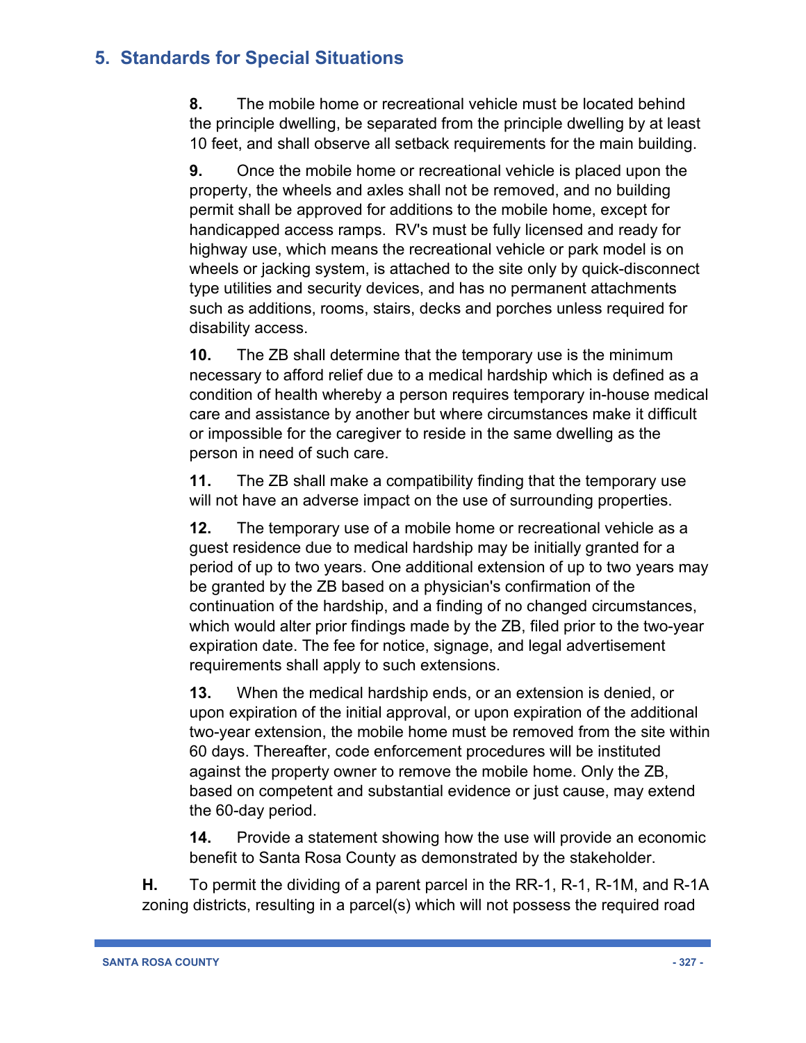**8.** The mobile home or recreational vehicle must be located behind the principle dwelling, be separated from the principle dwelling by at least 10 feet, and shall observe all setback requirements for the main building.

**9.** Once the mobile home or recreational vehicle is placed upon the property, the wheels and axles shall not be removed, and no building permit shall be approved for additions to the mobile home, except for handicapped access ramps. RV's must be fully licensed and ready for highway use, which means the recreational vehicle or park model is on wheels or jacking system, is attached to the site only by quick-disconnect type utilities and security devices, and has no permanent attachments such as additions, rooms, stairs, decks and porches unless required for disability access.

**10.** The ZB shall determine that the temporary use is the minimum necessary to afford relief due to a medical hardship which is defined as a condition of health whereby a person requires temporary in-house medical care and assistance by another but where circumstances make it difficult or impossible for the caregiver to reside in the same dwelling as the person in need of such care.

**11.** The ZB shall make a compatibility finding that the temporary use will not have an adverse impact on the use of surrounding properties.

**12.** The temporary use of a mobile home or recreational vehicle as a guest residence due to medical hardship may be initially granted for a period of up to two years. One additional extension of up to two years may be granted by the ZB based on a physician's confirmation of the continuation of the hardship, and a finding of no changed circumstances, which would alter prior findings made by the ZB, filed prior to the two-year expiration date. The fee for notice, signage, and legal advertisement requirements shall apply to such extensions.

**13.** When the medical hardship ends, or an extension is denied, or upon expiration of the initial approval, or upon expiration of the additional two-year extension, the mobile home must be removed from the site within 60 days. Thereafter, code enforcement procedures will be instituted against the property owner to remove the mobile home. Only the ZB, based on competent and substantial evidence or just cause, may extend the 60-day period.

**14.** Provide a statement showing how the use will provide an economic benefit to Santa Rosa County as demonstrated by the stakeholder.

**H.** To permit the dividing of a parent parcel in the RR-1, R-1, R-1M, and R-1A zoning districts, resulting in a parcel(s) which will not possess the required road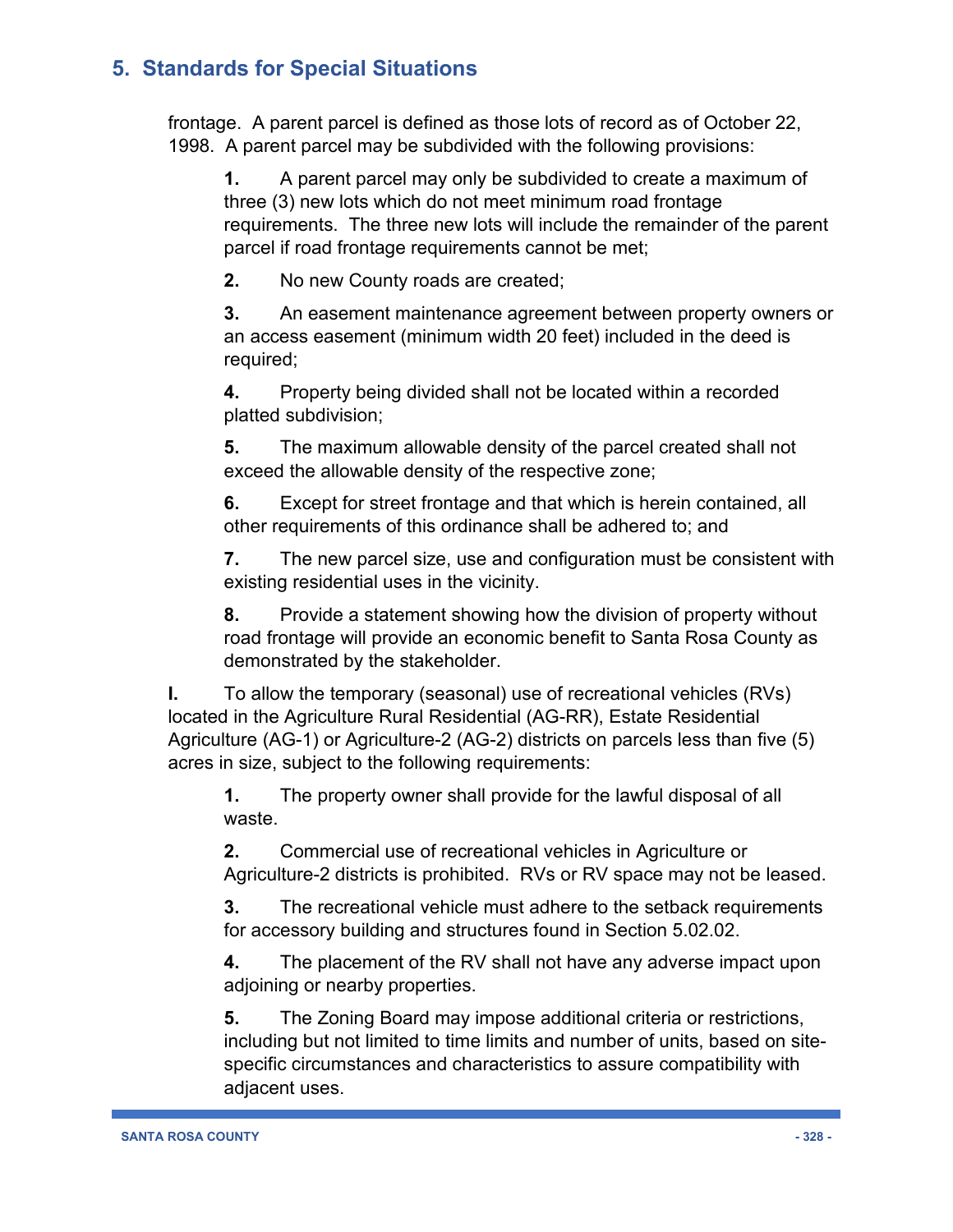frontage. A parent parcel is defined as those lots of record as of October 22, 1998. A parent parcel may be subdivided with the following provisions:

**1.** A parent parcel may only be subdivided to create a maximum of three (3) new lots which do not meet minimum road frontage requirements. The three new lots will include the remainder of the parent parcel if road frontage requirements cannot be met;

**2.** No new County roads are created;

**3.** An easement maintenance agreement between property owners or an access easement (minimum width 20 feet) included in the deed is required;

**4.** Property being divided shall not be located within a recorded platted subdivision;

**5.** The maximum allowable density of the parcel created shall not exceed the allowable density of the respective zone;

**6.** Except for street frontage and that which is herein contained, all other requirements of this ordinance shall be adhered to; and

**7.** The new parcel size, use and configuration must be consistent with existing residential uses in the vicinity.

**8.** Provide a statement showing how the division of property without road frontage will provide an economic benefit to Santa Rosa County as demonstrated by the stakeholder.

**I.** To allow the temporary (seasonal) use of recreational vehicles (RVs) located in the Agriculture Rural Residential (AG-RR), Estate Residential Agriculture (AG-1) or Agriculture-2 (AG-2) districts on parcels less than five (5) acres in size, subject to the following requirements:

**1.** The property owner shall provide for the lawful disposal of all waste.

**2.** Commercial use of recreational vehicles in Agriculture or Agriculture-2 districts is prohibited. RVs or RV space may not be leased.

**3.** The recreational vehicle must adhere to the setback requirements for accessory building and structures found in Section 5.02.02.

**4.** The placement of the RV shall not have any adverse impact upon adjoining or nearby properties.

**5.** The Zoning Board may impose additional criteria or restrictions, including but not limited to time limits and number of units, based on site-specific circumstances and characteristics to assure compatibility with adjacent uses.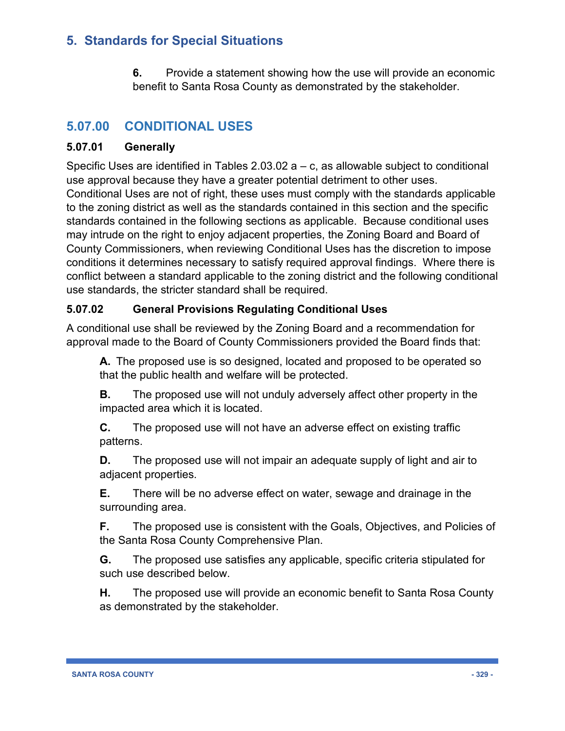6. Provide a statement showing how the use will provide an economic benefit to Santa Rosa County as demonstrated by the stakeholder.

## 5.07.00 CONDITIONAL USES

### 5.07.01 Generally

Specific Uses are identified in Tables 2.03.02 a – c, as allowable subject to conditional use approval because they have a greater potential detriment to other uses. Conditional Uses are not of right, these uses must comply with the standards applicable to the zoning district as well as the standards contained in this section and the specific standards contained in the following sections as applicable. Because conditional uses may intrude on the right to enjoy adjacent properties, the Zoning Board and Board of County Commissioners, when reviewing Conditional Uses has the discretion to impose conditions it determines necessary to satisfy required approval findings. Where there is conflict between a standard applicable to the zoning district and the following conditional use standards, the stricter standard shall be required.

### 5.07.02 General Provisions Regulating Conditional Uses

A conditional use shall be reviewed by the Zoning Board and a recommendation for approval made to the Board of County Commissioners provided the Board finds that:

**A.** The proposed use is so designed, located and proposed to be operated so that the public health and welfare will be protected.

**B.** The proposed use will not unduly adversely affect other property in the impacted area which it is located.

**C.** The proposed use will not have an adverse effect on existing traffic patterns.

**D.** The proposed use will not impair an adequate supply of light and air to adjacent properties.

**E.** There will be no adverse effect on water, sewage and drainage in the surrounding area.

**F.** The proposed use is consistent with the Goals, Objectives, and Policies of the Santa Rosa County Comprehensive Plan.

**G.** The proposed use satisfies any applicable, specific criteria stipulated for such use described below.

**H.** The proposed use will provide an economic benefit to Santa Rosa County as demonstrated by the stakeholder.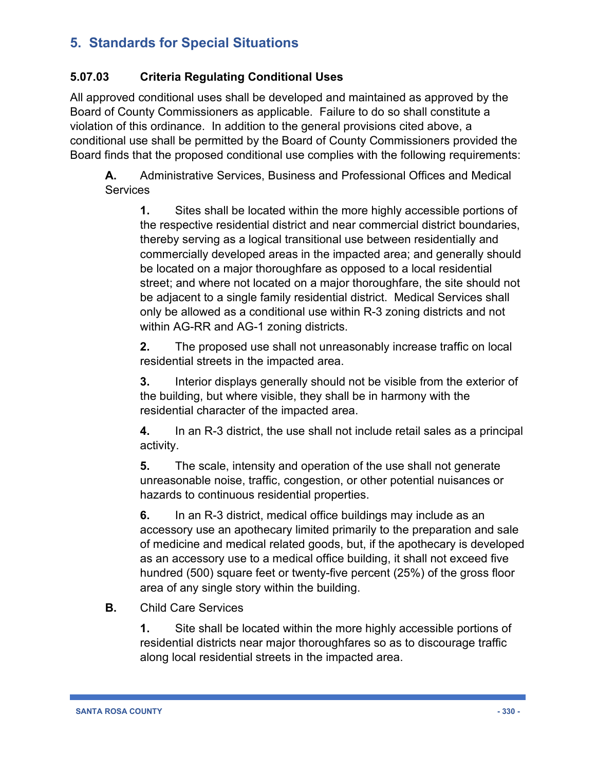## 5. Standards for Special Situations

### 5.07.03 Criteria Regulating Conditional Uses

All approved conditional uses shall be developed and maintained as approved by the Board of County Commissioners as applicable. Failure to do so shall constitute a violation of this ordinance. In addition to the general provisions cited above, a conditional use shall be permitted by the Board of County Commissioners provided the Board finds that the proposed conditional use complies with the following requirements:

**A.** Administrative Services, Business and Professional Offices and Medical Services

**1.** Sites shall be located within the more highly accessible portions of the respective residential district and near commercial district boundaries, thereby serving as a logical transitional use between residentially and commercially developed areas in the impacted area; and generally should be located on a major thoroughfare as opposed to a local residential street; and where not located on a major thoroughfare, the site should not be adjacent to a single family residential district. Medical Services shall only be allowed as a conditional use within R-3 zoning districts and not within AG-RR and AG-1 zoning districts.

**2.** The proposed use shall not unreasonably increase traffic on local residential streets in the impacted area.

**3.** Interior displays generally should not be visible from the exterior of the building, but where visible, they shall be in harmony with the residential character of the impacted area.

**4.** In an R-3 district, the use shall not include retail sales as a principal activity.

**5.** The scale, intensity and operation of the use shall not generate unreasonable noise, traffic, congestion, or other potential nuisances or hazards to continuous residential properties.

**6.** In an R-3 district, medical office buildings may include as an accessory use an apothecary limited primarily to the preparation and sale of medicine and medical related goods, but, if the apothecary is developed as an accessory use to a medical office building, it shall not exceed five hundred (500) square feet or twenty-five percent (25%) of the gross floor area of any single story within the building.

**B.** Child Care Services

**1.** Site shall be located within the more highly accessible portions of residential districts near major thoroughfares so as to discourage traffic along local residential streets in the impacted area.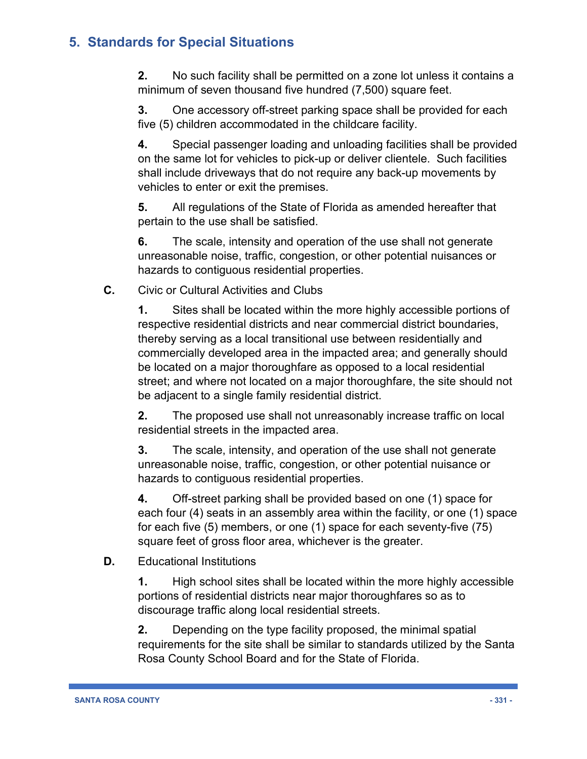## 5. Standards for Special Situations

**2.** No such facility shall be permitted on a zone lot unless it contains a minimum of seven thousand five hundred (7,500) square feet.

**3.** One accessory off-street parking space shall be provided for each five (5) children accommodated in the childcare facility.

**4.** Special passenger loading and unloading facilities shall be provided on the same lot for vehicles to pick-up or deliver clientele. Such facilities shall include driveways that do not require any back-up movements by vehicles to enter or exit the premises.

**5.** All regulations of the State of Florida as amended hereafter that pertain to the use shall be satisfied.

**6.** The scale, intensity and operation of the use shall not generate unreasonable noise, traffic, congestion, or other potential nuisances or hazards to contiguous residential properties.

**C.** Civic or Cultural Activities and Clubs

**1.** Sites shall be located within the more highly accessible portions of respective residential districts and near commercial district boundaries, thereby serving as a local transitional use between residentially and commercially developed area in the impacted area; and generally should be located on a major thoroughfare as opposed to a local residential street; and where not located on a major thoroughfare, the site should not be adjacent to a single family residential district.

**2.** The proposed use shall not unreasonably increase traffic on local residential streets in the impacted area.

**3.** The scale, intensity, and operation of the use shall not generate unreasonable noise, traffic, congestion, or other potential nuisance or hazards to contiguous residential properties.

**4.** Off-street parking shall be provided based on one (1) space for each four (4) seats in an assembly area within the facility, or one (1) space for each five (5) members, or one (1) space for each seventy-five (75) square feet of gross floor area, whichever is the greater.

**D.** Educational Institutions

**1.** High school sites shall be located within the more highly accessible portions of residential districts near major thoroughfares so as to discourage traffic along local residential streets.

**2.** Depending on the type facility proposed, the minimal spatial requirements for the site shall be similar to standards utilized by the Santa Rosa County School Board and for the State of Florida.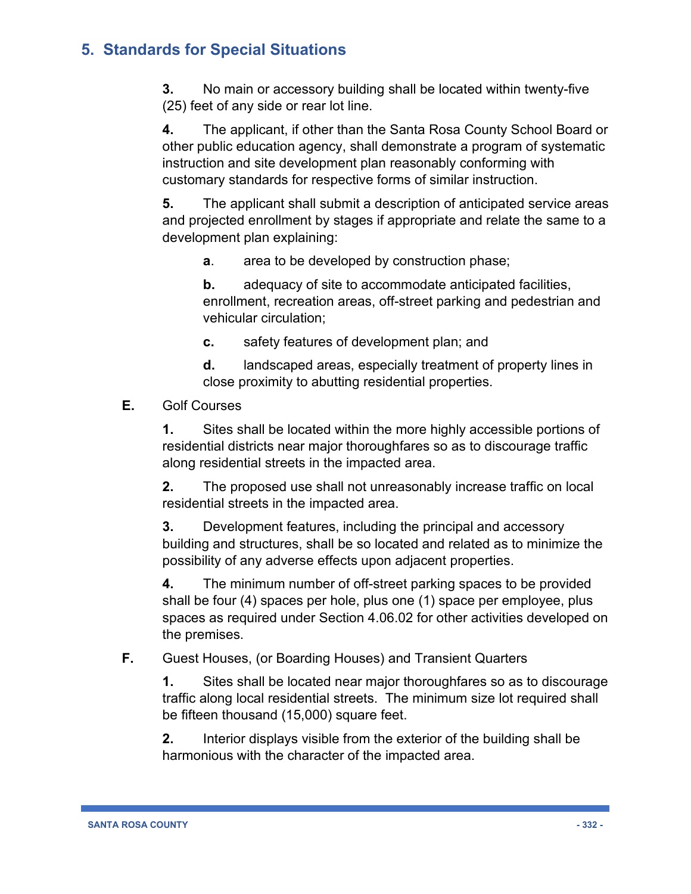## 5. Standards for Special Situations

**3.** No main or accessory building shall be located within twenty-five (25) feet of any side or rear lot line.

**4.** The applicant, if other than the Santa Rosa County School Board or other public education agency, shall demonstrate a program of systematic instruction and site development plan reasonably conforming with customary standards for respective forms of similar instruction.

**5.** The applicant shall submit a description of anticipated service areas and projected enrollment by stages if appropriate and relate the same to a development plan explaining:

**a**. area to be developed by construction phase;

**b.** adequacy of site to accommodate anticipated facilities, enrollment, recreation areas, off-street parking and pedestrian and vehicular circulation;

**c.** safety features of development plan; and

**d.** landscaped areas, especially treatment of property lines in close proximity to abutting residential properties.

**E.** Golf Courses

**1.** Sites shall be located within the more highly accessible portions of residential districts near major thoroughfares so as to discourage traffic along residential streets in the impacted area.

**2.** The proposed use shall not unreasonably increase traffic on local residential streets in the impacted area.

**3.** Development features, including the principal and accessory building and structures, shall be so located and related as to minimize the possibility of any adverse effects upon adjacent properties.

**4.** The minimum number of off-street parking spaces to be provided shall be four (4) spaces per hole, plus one (1) space per employee, plus spaces as required under Section 4.06.02 for other activities developed on the premises.

**F.** Guest Houses, (or Boarding Houses) and Transient Quarters

**1.** Sites shall be located near major thoroughfares so as to discourage traffic along local residential streets. The minimum size lot required shall be fifteen thousand (15,000) square feet.

**2.** Interior displays visible from the exterior of the building shall be harmonious with the character of the impacted area.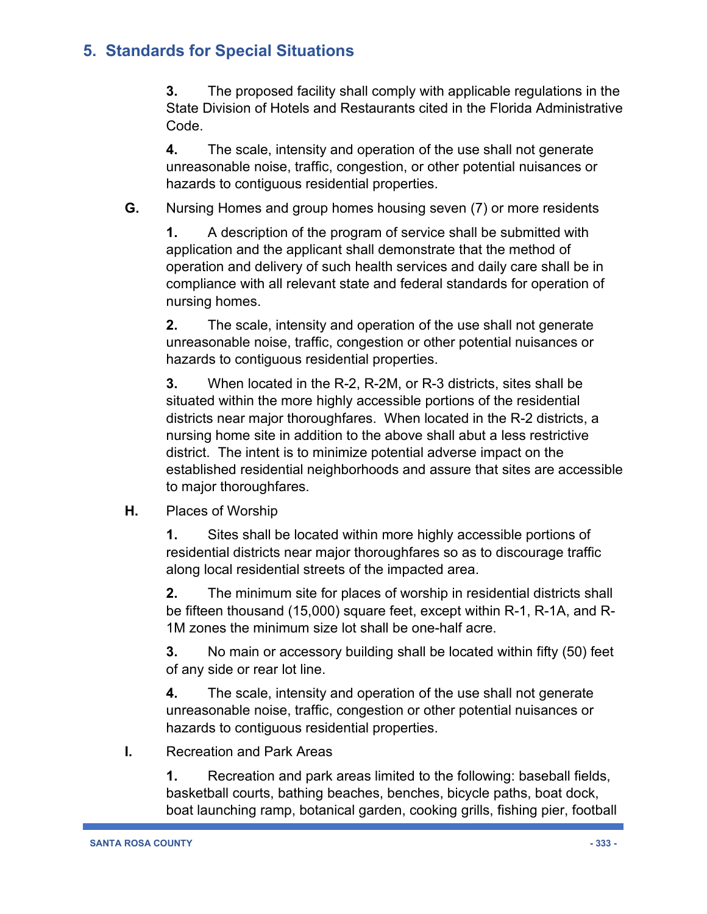## 5. Standards for Special Situations

**3.** The proposed facility shall comply with applicable regulations in the State Division of Hotels and Restaurants cited in the Florida Administrative Code.

**4.** The scale, intensity and operation of the use shall not generate unreasonable noise, traffic, congestion, or other potential nuisances or hazards to contiguous residential properties.

**G.** Nursing Homes and group homes housing seven (7) or more residents

**1.** A description of the program of service shall be submitted with application and the applicant shall demonstrate that the method of operation and delivery of such health services and daily care shall be in compliance with all relevant state and federal standards for operation of nursing homes.

**2.** The scale, intensity and operation of the use shall not generate unreasonable noise, traffic, congestion or other potential nuisances or hazards to contiguous residential properties.

**3.** When located in the R-2, R-2M, or R-3 districts, sites shall be situated within the more highly accessible portions of the residential districts near major thoroughfares. When located in the R-2 districts, a nursing home site in addition to the above shall abut a less restrictive district. The intent is to minimize potential adverse impact on the established residential neighborhoods and assure that sites are accessible to major thoroughfares.

**H.** Places of Worship

**1.** Sites shall be located within more highly accessible portions of residential districts near major thoroughfares so as to discourage traffic along local residential streets of the impacted area.

**2.** The minimum site for places of worship in residential districts shall be fifteen thousand (15,000) square feet, except within R-1, R-1A, and R-1M zones the minimum size lot shall be one-half acre.

**3.** No main or accessory building shall be located within fifty (50) feet of any side or rear lot line.

**4.** The scale, intensity and operation of the use shall not generate unreasonable noise, traffic, congestion or other potential nuisances or hazards to contiguous residential properties.

**I.** Recreation and Park Areas

**1.** Recreation and park areas limited to the following: baseball fields, basketball courts, bathing beaches, benches, bicycle paths, boat dock, boat launching ramp, botanical garden, cooking grills, fishing pier, football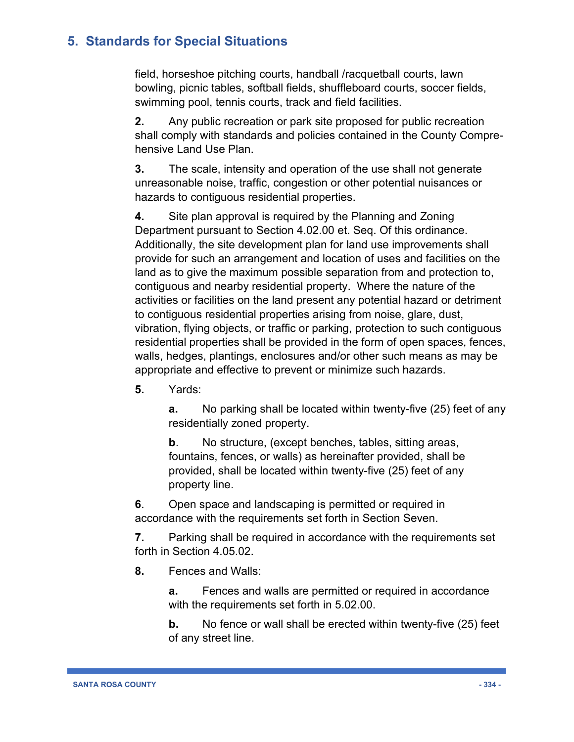field, horseshoe pitching courts, handball /racquetball courts, lawn bowling, picnic tables, softball fields, shuffleboard courts, soccer fields, swimming pool, tennis courts, track and field facilities.

**2.** Any public recreation or park site proposed for public recreation shall comply with standards and policies contained in the County Comprehensive Land Use Plan.

**3.** The scale, intensity and operation of the use shall not generate unreasonable noise, traffic, congestion or other potential nuisances or hazards to contiguous residential properties.

**4.** Site plan approval is required by the Planning and Zoning Department pursuant to Section 4.02.00 et. Seq. Of this ordinance. Additionally, the site development plan for land use improvements shall provide for such an arrangement and location of uses and facilities on the land as to give the maximum possible separation from and protection to, contiguous and nearby residential property. Where the nature of the activities or facilities on the land present any potential hazard or detriment to contiguous residential properties arising from noise, glare, dust, vibration, flying objects, or traffic or parking, protection to such contiguous residential properties shall be provided in the form of open spaces, fences, walls, hedges, plantings, enclosures and/or other such means as may be appropriate and effective to prevent or minimize such hazards.

**5.** Yards:

> **a.** No parking shall be located within twenty-five (25) feet of any residentially zoned property.
>
> **b**. No structure, (except benches, tables, sitting areas, fountains, fences, or walls) as hereinafter provided, shall be provided, shall be located within twenty-five (25) feet of any property line.

**6**. Open space and landscaping is permitted or required in accordance with the requirements set forth in Section Seven.

**7.** Parking shall be required in accordance with the requirements set forth in Section 4.05.02.

**8.** Fences and Walls:

> **a.** Fences and walls are permitted or required in accordance with the requirements set forth in 5.02.00.
>
> **b.** No fence or wall shall be erected within twenty-five (25) feet of any street line.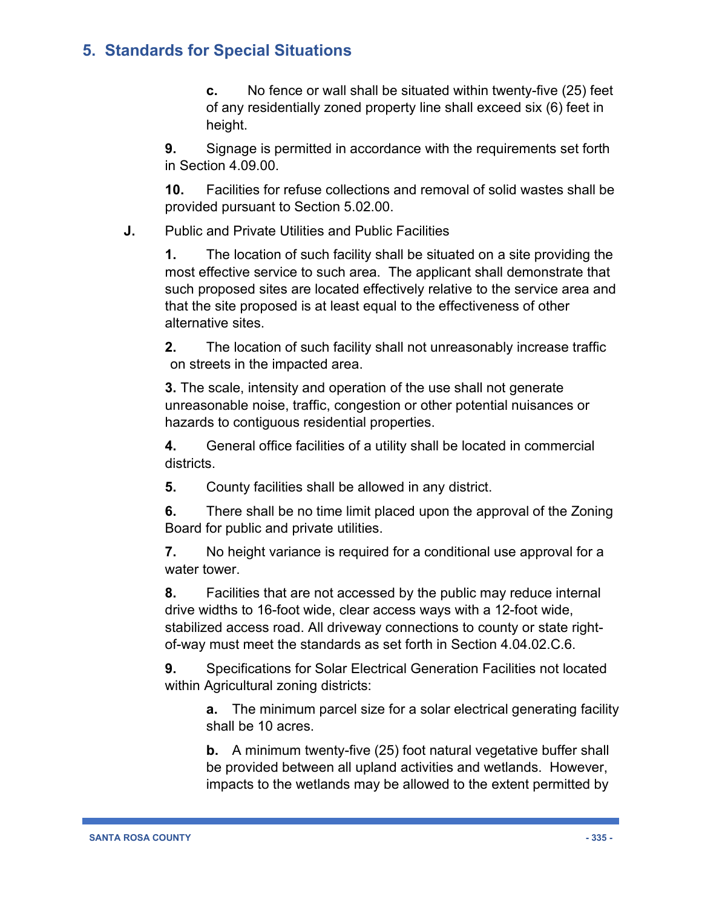**c.** No fence or wall shall be situated within twenty-five (25) feet of any residentially zoned property line shall exceed six (6) feet in height.

**9.** Signage is permitted in accordance with the requirements set forth in Section 4.09.00.

**10.** Facilities for refuse collections and removal of solid wastes shall be provided pursuant to Section 5.02.00.

**J.** Public and Private Utilities and Public Facilities

**1.** The location of such facility shall be situated on a site providing the most effective service to such area. The applicant shall demonstrate that such proposed sites are located effectively relative to the service area and that the site proposed is at least equal to the effectiveness of other alternative sites.

**2.** The location of such facility shall not unreasonably increase traffic on streets in the impacted area.

**3.** The scale, intensity and operation of the use shall not generate unreasonable noise, traffic, congestion or other potential nuisances or hazards to contiguous residential properties.

**4.** General office facilities of a utility shall be located in commercial districts.

**5.** County facilities shall be allowed in any district.

**6.** There shall be no time limit placed upon the approval of the Zoning Board for public and private utilities.

**7.** No height variance is required for a conditional use approval for a water tower.

**8.** Facilities that are not accessed by the public may reduce internal drive widths to 16-foot wide, clear access ways with a 12-foot wide, stabilized access road. All driveway connections to county or state right-of-way must meet the standards as set forth in Section 4.04.02.C.6.

**9.** Specifications for Solar Electrical Generation Facilities not located within Agricultural zoning districts:

**a.** The minimum parcel size for a solar electrical generating facility shall be 10 acres.

**b.** A minimum twenty-five (25) foot natural vegetative buffer shall be provided between all upland activities and wetlands. However, impacts to the wetlands may be allowed to the extent permitted by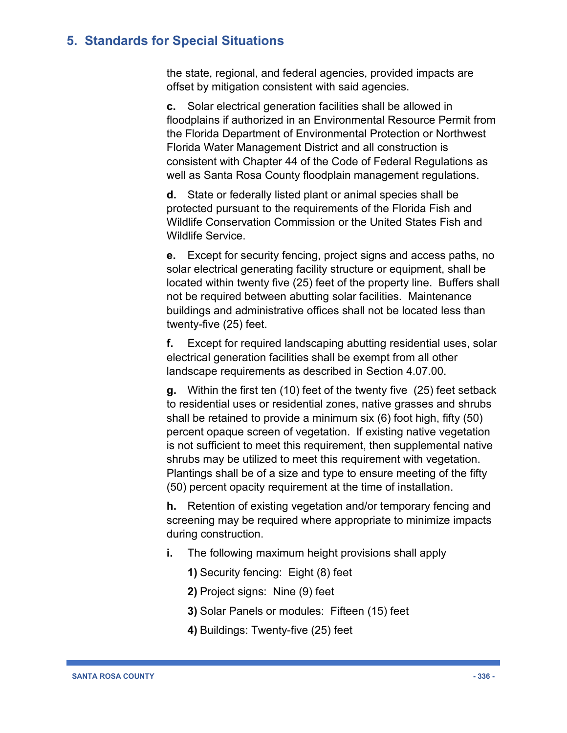the state, regional, and federal agencies, provided impacts are offset by mitigation consistent with said agencies.

**c.** Solar electrical generation facilities shall be allowed in floodplains if authorized in an Environmental Resource Permit from the Florida Department of Environmental Protection or Northwest Florida Water Management District and all construction is consistent with Chapter 44 of the Code of Federal Regulations as well as Santa Rosa County floodplain management regulations.

**d.** State or federally listed plant or animal species shall be protected pursuant to the requirements of the Florida Fish and Wildlife Conservation Commission or the United States Fish and Wildlife Service.

**e.** Except for security fencing, project signs and access paths, no solar electrical generating facility structure or equipment, shall be located within twenty five (25) feet of the property line. Buffers shall not be required between abutting solar facilities. Maintenance buildings and administrative offices shall not be located less than twenty-five (25) feet.

**f.** Except for required landscaping abutting residential uses, solar electrical generation facilities shall be exempt from all other landscape requirements as described in Section 4.07.00.

**g.** Within the first ten (10) feet of the twenty five (25) feet setback to residential uses or residential zones, native grasses and shrubs shall be retained to provide a minimum six (6) foot high, fifty (50) percent opaque screen of vegetation. If existing native vegetation is not sufficient to meet this requirement, then supplemental native shrubs may be utilized to meet this requirement with vegetation. Plantings shall be of a size and type to ensure meeting of the fifty (50) percent opacity requirement at the time of installation.

**h.** Retention of existing vegetation and/or temporary fencing and screening may be required where appropriate to minimize impacts during construction.

**i.** The following maximum height provisions shall apply

**1)** Security fencing: Eight (8) feet

**2)** Project signs: Nine (9) feet

**3)** Solar Panels or modules: Fifteen (15) feet

**4)** Buildings: Twenty-five (25) feet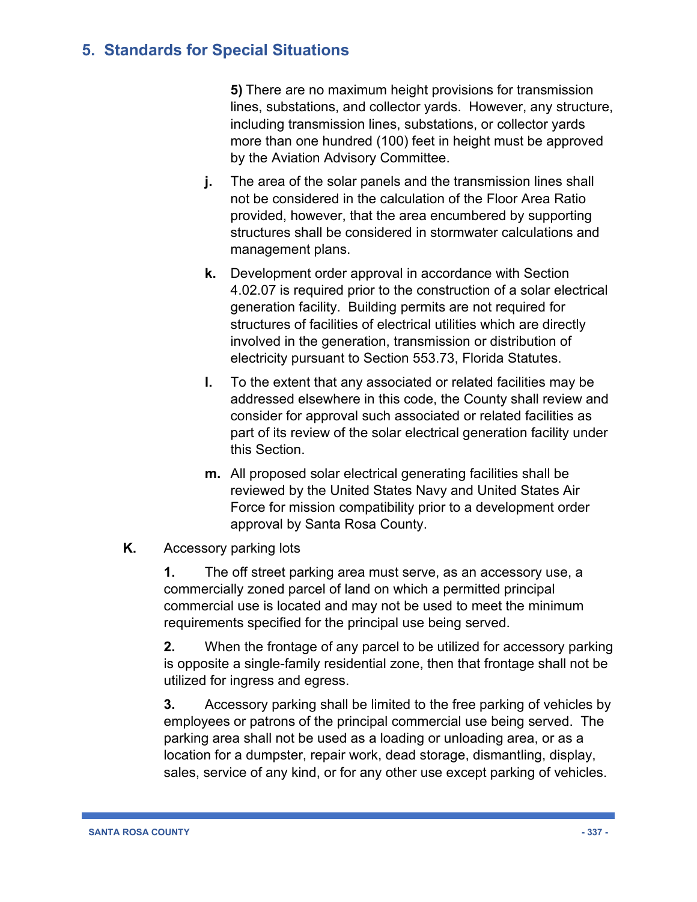## 5. Standards for Special Situations

**5)** There are no maximum height provisions for transmission lines, substations, and collector yards. However, any structure, including transmission lines, substations, or collector yards more than one hundred (100) feet in height must be approved by the Aviation Advisory Committee.

**j.** The area of the solar panels and the transmission lines shall not be considered in the calculation of the Floor Area Ratio provided, however, that the area encumbered by supporting structures shall be considered in stormwater calculations and management plans.

**k.** Development order approval in accordance with Section 4.02.07 is required prior to the construction of a solar electrical generation facility. Building permits are not required for structures of facilities of electrical utilities which are directly involved in the generation, transmission or distribution of electricity pursuant to Section 553.73, Florida Statutes.

**l.** To the extent that any associated or related facilities may be addressed elsewhere in this code, the County shall review and consider for approval such associated or related facilities as part of its review of the solar electrical generation facility under this Section.

**m.** All proposed solar electrical generating facilities shall be reviewed by the United States Navy and United States Air Force for mission compatibility prior to a development order approval by Santa Rosa County.

**K.** Accessory parking lots

**1.** The off street parking area must serve, as an accessory use, a commercially zoned parcel of land on which a permitted principal commercial use is located and may not be used to meet the minimum requirements specified for the principal use being served.

**2.** When the frontage of any parcel to be utilized for accessory parking is opposite a single-family residential zone, then that frontage shall not be utilized for ingress and egress.

**3.** Accessory parking shall be limited to the free parking of vehicles by employees or patrons of the principal commercial use being served. The parking area shall not be used as a loading or unloading area, or as a location for a dumpster, repair work, dead storage, dismantling, display, sales, service of any kind, or for any other use except parking of vehicles.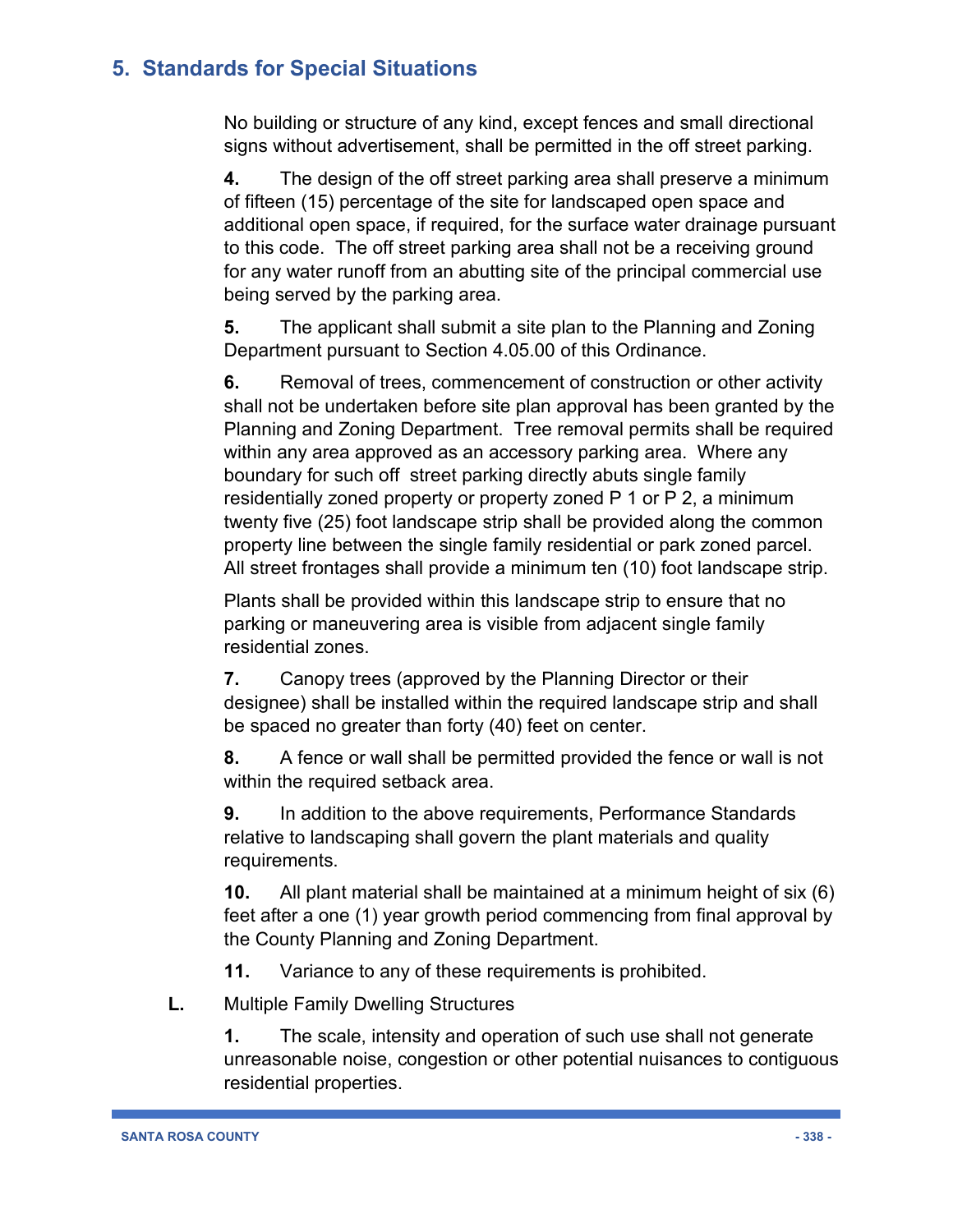## 5. Standards for Special Situations

No building or structure of any kind, except fences and small directional signs without advertisement, shall be permitted in the off street parking.

**4.** The design of the off street parking area shall preserve a minimum of fifteen (15) percentage of the site for landscaped open space and additional open space, if required, for the surface water drainage pursuant to this code. The off street parking area shall not be a receiving ground for any water runoff from an abutting site of the principal commercial use being served by the parking area.

**5.** The applicant shall submit a site plan to the Planning and Zoning Department pursuant to Section 4.05.00 of this Ordinance.

**6.** Removal of trees, commencement of construction or other activity shall not be undertaken before site plan approval has been granted by the Planning and Zoning Department. Tree removal permits shall be required within any area approved as an accessory parking area. Where any boundary for such off street parking directly abuts single family residentially zoned property or property zoned P 1 or P 2, a minimum twenty five (25) foot landscape strip shall be provided along the common property line between the single family residential or park zoned parcel. All street frontages shall provide a minimum ten (10) foot landscape strip.

Plants shall be provided within this landscape strip to ensure that no parking or maneuvering area is visible from adjacent single family residential zones.

**7.** Canopy trees (approved by the Planning Director or their designee) shall be installed within the required landscape strip and shall be spaced no greater than forty (40) feet on center.

**8.** A fence or wall shall be permitted provided the fence or wall is not within the required setback area.

**9.** In addition to the above requirements, Performance Standards relative to landscaping shall govern the plant materials and quality requirements.

**10.** All plant material shall be maintained at a minimum height of six (6) feet after a one (1) year growth period commencing from final approval by the County Planning and Zoning Department.

**11.** Variance to any of these requirements is prohibited.

**L.** Multiple Family Dwelling Structures

**1.** The scale, intensity and operation of such use shall not generate unreasonable noise, congestion or other potential nuisances to contiguous residential properties.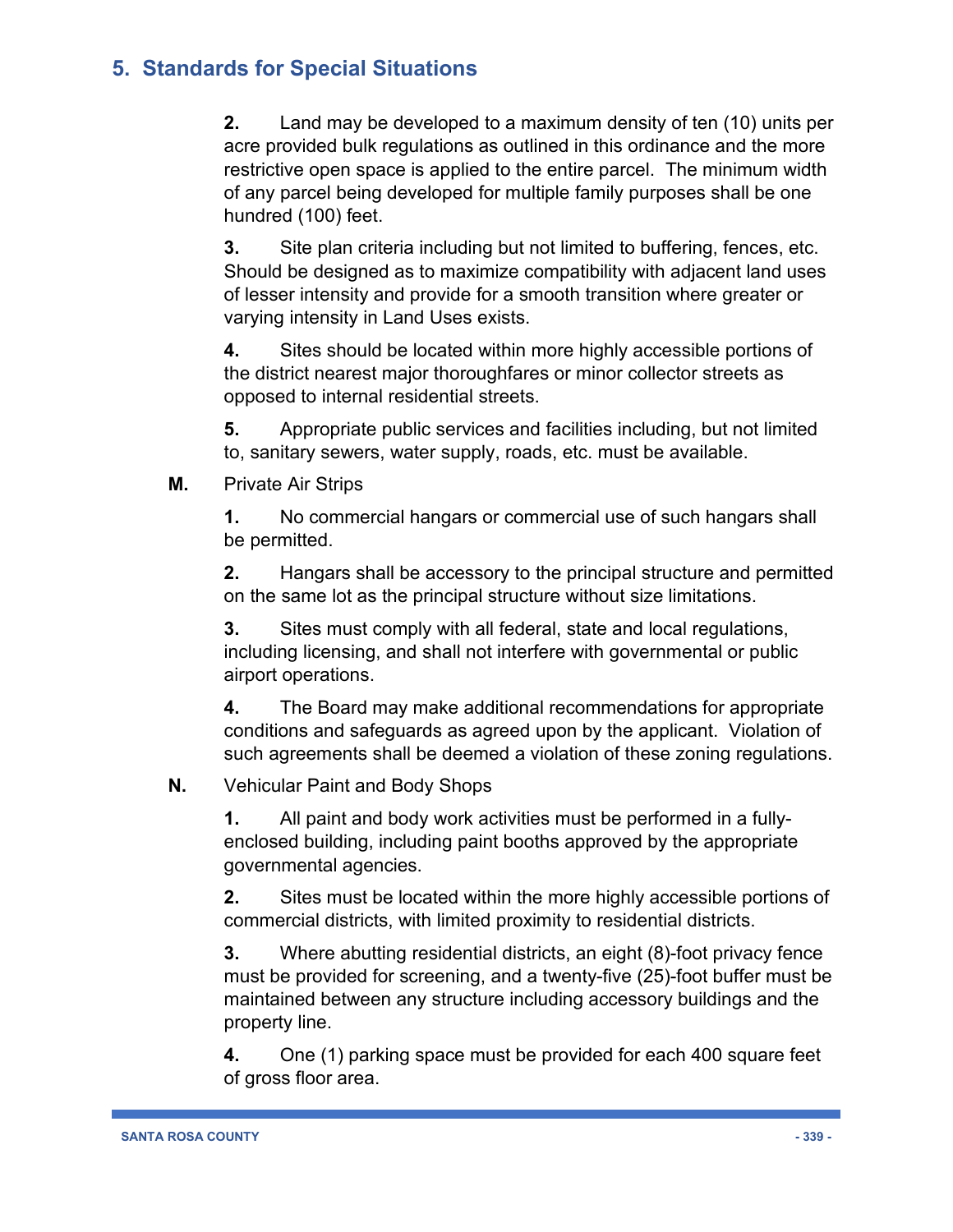## 5. Standards for Special Situations

**2.** Land may be developed to a maximum density of ten (10) units per acre provided bulk regulations as outlined in this ordinance and the more restrictive open space is applied to the entire parcel. The minimum width of any parcel being developed for multiple family purposes shall be one hundred (100) feet.

**3.** Site plan criteria including but not limited to buffering, fences, etc. Should be designed as to maximize compatibility with adjacent land uses of lesser intensity and provide for a smooth transition where greater or varying intensity in Land Uses exists.

**4.** Sites should be located within more highly accessible portions of the district nearest major thoroughfares or minor collector streets as opposed to internal residential streets.

**5.** Appropriate public services and facilities including, but not limited to, sanitary sewers, water supply, roads, etc. must be available.

**M.** Private Air Strips

**1.** No commercial hangars or commercial use of such hangars shall be permitted.

**2.** Hangars shall be accessory to the principal structure and permitted on the same lot as the principal structure without size limitations.

**3.** Sites must comply with all federal, state and local regulations, including licensing, and shall not interfere with governmental or public airport operations.

**4.** The Board may make additional recommendations for appropriate conditions and safeguards as agreed upon by the applicant. Violation of such agreements shall be deemed a violation of these zoning regulations.

**N.** Vehicular Paint and Body Shops

**1.** All paint and body work activities must be performed in a fully-enclosed building, including paint booths approved by the appropriate governmental agencies.

**2.** Sites must be located within the more highly accessible portions of commercial districts, with limited proximity to residential districts.

**3.** Where abutting residential districts, an eight (8)-foot privacy fence must be provided for screening, and a twenty-five (25)-foot buffer must be maintained between any structure including accessory buildings and the property line.

**4.** One (1) parking space must be provided for each 400 square feet of gross floor area.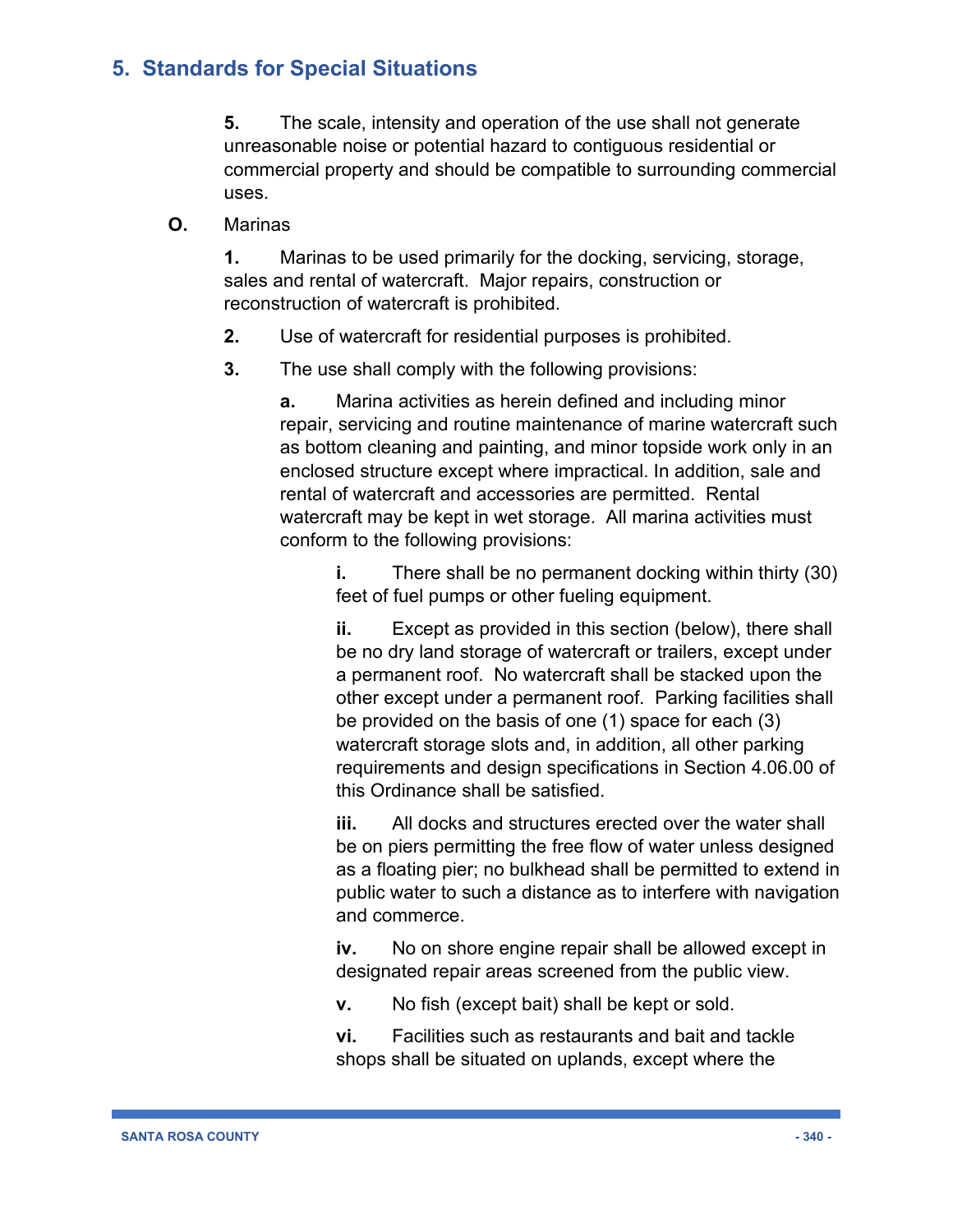**5.** The scale, intensity and operation of the use shall not generate unreasonable noise or potential hazard to contiguous residential or commercial property and should be compatible to surrounding commercial uses.

**O.** Marinas

**1.** Marinas to be used primarily for the docking, servicing, storage, sales and rental of watercraft. Major repairs, construction or reconstruction of watercraft is prohibited.

**2.** Use of watercraft for residential purposes is prohibited.

**3.** The use shall comply with the following provisions:

**a.** Marina activities as herein defined and including minor repair, servicing and routine maintenance of marine watercraft such as bottom cleaning and painting, and minor topside work only in an enclosed structure except where impractical. In addition, sale and rental of watercraft and accessories are permitted. Rental watercraft may be kept in wet storage. All marina activities must conform to the following provisions:

**i.** There shall be no permanent docking within thirty (30) feet of fuel pumps or other fueling equipment.

**ii.** Except as provided in this section (below), there shall be no dry land storage of watercraft or trailers, except under a permanent roof. No watercraft shall be stacked upon the other except under a permanent roof. Parking facilities shall be provided on the basis of one (1) space for each (3) watercraft storage slots and, in addition, all other parking requirements and design specifications in Section 4.06.00 of this Ordinance shall be satisfied.

**iii.** All docks and structures erected over the water shall be on piers permitting the free flow of water unless designed as a floating pier; no bulkhead shall be permitted to extend in public water to such a distance as to interfere with navigation and commerce.

**iv.** No on shore engine repair shall be allowed except in designated repair areas screened from the public view.

**v.** No fish (except bait) shall be kept or sold.

**vi.** Facilities such as restaurants and bait and tackle shops shall be situated on uplands, except where the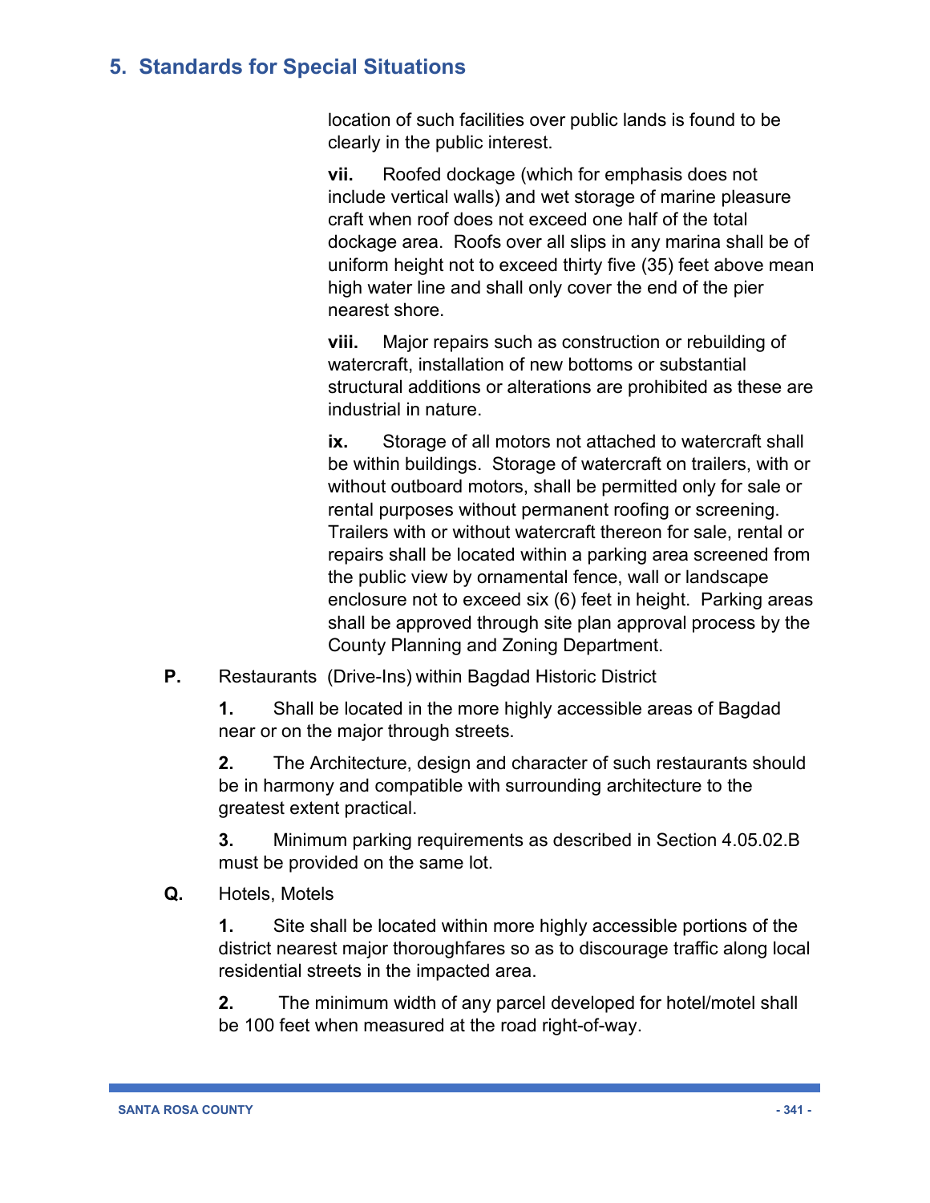location of such facilities over public lands is found to be clearly in the public interest.

**vii.** Roofed dockage (which for emphasis does not include vertical walls) and wet storage of marine pleasure craft when roof does not exceed one half of the total dockage area. Roofs over all slips in any marina shall be of uniform height not to exceed thirty five (35) feet above mean high water line and shall only cover the end of the pier nearest shore.

**viii.** Major repairs such as construction or rebuilding of watercraft, installation of new bottoms or substantial structural additions or alterations are prohibited as these are industrial in nature.

**ix.** Storage of all motors not attached to watercraft shall be within buildings. Storage of watercraft on trailers, with or without outboard motors, shall be permitted only for sale or rental purposes without permanent roofing or screening. Trailers with or without watercraft thereon for sale, rental or repairs shall be located within a parking area screened from the public view by ornamental fence, wall or landscape enclosure not to exceed six (6) feet in height. Parking areas shall be approved through site plan approval process by the County Planning and Zoning Department.

**P.** Restaurants (Drive-Ins) within Bagdad Historic District

**1.** Shall be located in the more highly accessible areas of Bagdad near or on the major through streets.

**2.** The Architecture, design and character of such restaurants should be in harmony and compatible with surrounding architecture to the greatest extent practical.

**3.** Minimum parking requirements as described in Section 4.05.02.B must be provided on the same lot.

**Q.** Hotels, Motels

**1.** Site shall be located within more highly accessible portions of the district nearest major thoroughfares so as to discourage traffic along local residential streets in the impacted area.

**2.** The minimum width of any parcel developed for hotel/motel shall be 100 feet when measured at the road right-of-way.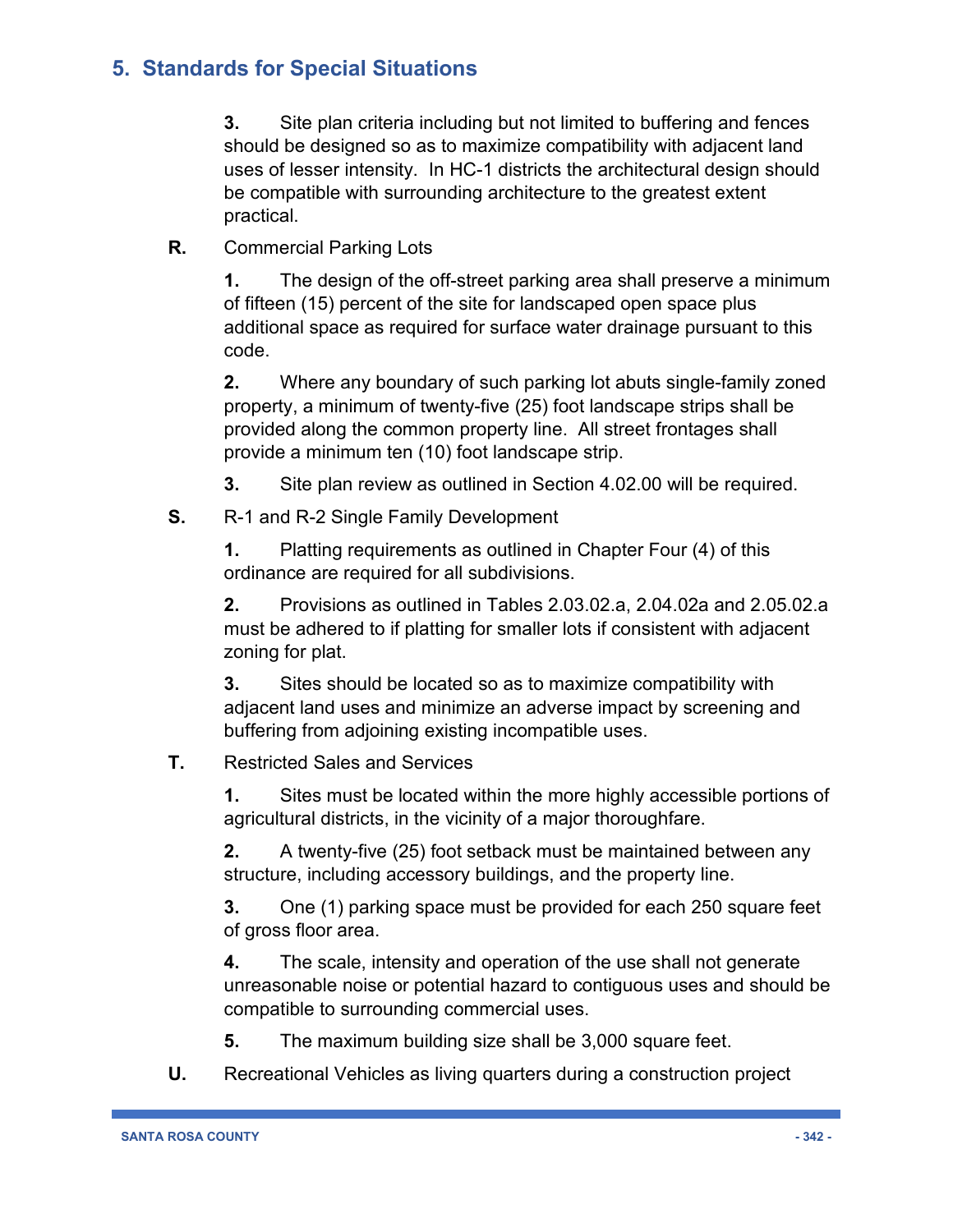## 5. Standards for Special Situations

**3.** Site plan criteria including but not limited to buffering and fences should be designed so as to maximize compatibility with adjacent land uses of lesser intensity. In HC-1 districts the architectural design should be compatible with surrounding architecture to the greatest extent practical.

**R.** Commercial Parking Lots

**1.** The design of the off-street parking area shall preserve a minimum of fifteen (15) percent of the site for landscaped open space plus additional space as required for surface water drainage pursuant to this code.

**2.** Where any boundary of such parking lot abuts single-family zoned property, a minimum of twenty-five (25) foot landscape strips shall be provided along the common property line. All street frontages shall provide a minimum ten (10) foot landscape strip.

**3.** Site plan review as outlined in Section 4.02.00 will be required.

**S.** R-1 and R-2 Single Family Development

**1.** Platting requirements as outlined in Chapter Four (4) of this ordinance are required for all subdivisions.

**2.** Provisions as outlined in Tables 2.03.02.a, 2.04.02a and 2.05.02.a must be adhered to if platting for smaller lots if consistent with adjacent zoning for plat.

**3.** Sites should be located so as to maximize compatibility with adjacent land uses and minimize an adverse impact by screening and buffering from adjoining existing incompatible uses.

**T.** Restricted Sales and Services

**1.** Sites must be located within the more highly accessible portions of agricultural districts, in the vicinity of a major thoroughfare.

**2.** A twenty-five (25) foot setback must be maintained between any structure, including accessory buildings, and the property line.

**3.** One (1) parking space must be provided for each 250 square feet of gross floor area.

**4.** The scale, intensity and operation of the use shall not generate unreasonable noise or potential hazard to contiguous uses and should be compatible to surrounding commercial uses.

**5.** The maximum building size shall be 3,000 square feet.

**U.** Recreational Vehicles as living quarters during a construction project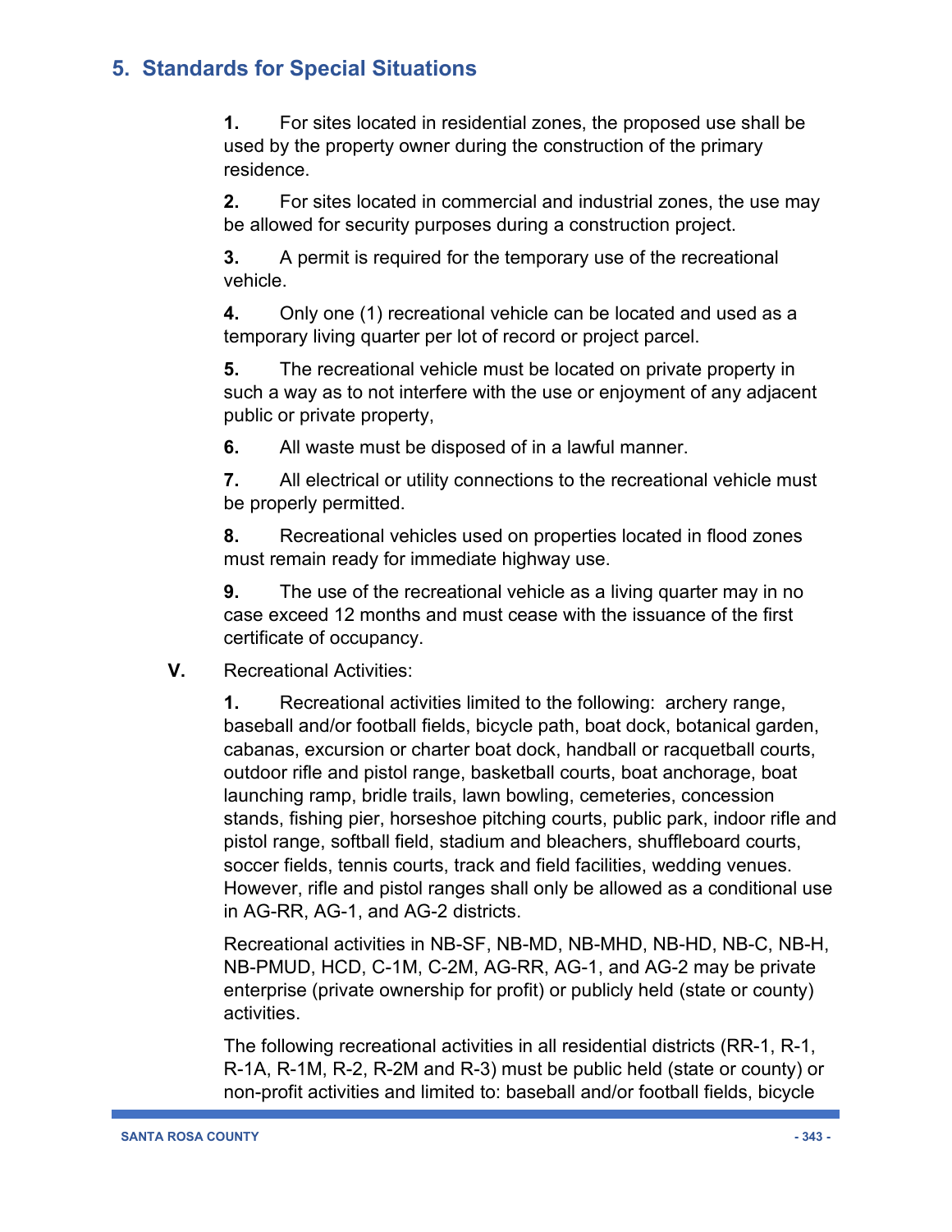## 5. Standards for Special Situations

**1.** For sites located in residential zones, the proposed use shall be used by the property owner during the construction of the primary residence.

**2.** For sites located in commercial and industrial zones, the use may be allowed for security purposes during a construction project.

**3.** A permit is required for the temporary use of the recreational vehicle.

**4.** Only one (1) recreational vehicle can be located and used as a temporary living quarter per lot of record or project parcel.

**5.** The recreational vehicle must be located on private property in such a way as to not interfere with the use or enjoyment of any adjacent public or private property,

**6.** All waste must be disposed of in a lawful manner.

**7.** All electrical or utility connections to the recreational vehicle must be properly permitted.

**8.** Recreational vehicles used on properties located in flood zones must remain ready for immediate highway use.

**9.** The use of the recreational vehicle as a living quarter may in no case exceed 12 months and must cease with the issuance of the first certificate of occupancy.

**V.** Recreational Activities:

**1.** Recreational activities limited to the following: archery range, baseball and/or football fields, bicycle path, boat dock, botanical garden, cabanas, excursion or charter boat dock, handball or racquetball courts, outdoor rifle and pistol range, basketball courts, boat anchorage, boat launching ramp, bridle trails, lawn bowling, cemeteries, concession stands, fishing pier, horseshoe pitching courts, public park, indoor rifle and pistol range, softball field, stadium and bleachers, shuffleboard courts, soccer fields, tennis courts, track and field facilities, wedding venues. However, rifle and pistol ranges shall only be allowed as a conditional use in AG-RR, AG-1, and AG-2 districts.

Recreational activities in NB-SF, NB-MD, NB-MHD, NB-HD, NB-C, NB-H, NB-PMUD, HCD, C-1M, C-2M, AG-RR, AG-1, and AG-2 may be private enterprise (private ownership for profit) or publicly held (state or county) activities.

The following recreational activities in all residential districts (RR-1, R-1, R-1A, R-1M, R-2, R-2M and R-3) must be public held (state or county) or non-profit activities and limited to: baseball and/or football fields, bicycle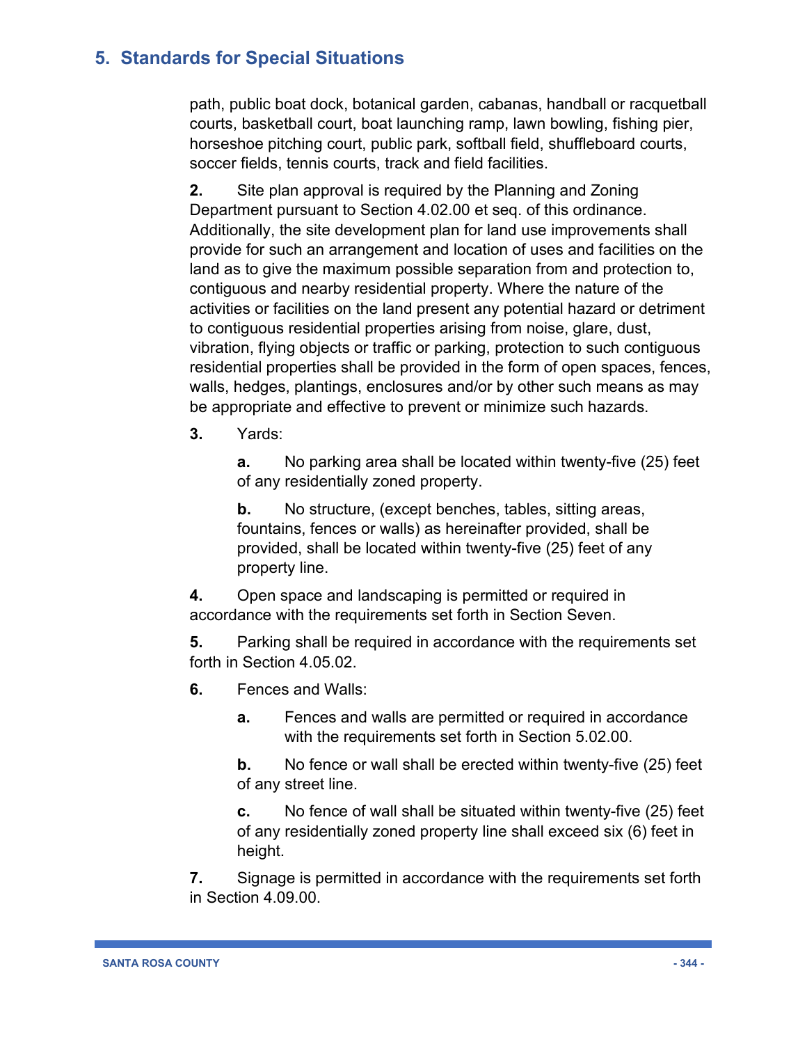path, public boat dock, botanical garden, cabanas, handball or racquetball courts, basketball court, boat launching ramp, lawn bowling, fishing pier, horseshoe pitching court, public park, softball field, shuffleboard courts, soccer fields, tennis courts, track and field facilities.

**2.** Site plan approval is required by the Planning and Zoning Department pursuant to Section 4.02.00 et seq. of this ordinance. Additionally, the site development plan for land use improvements shall provide for such an arrangement and location of uses and facilities on the land as to give the maximum possible separation from and protection to, contiguous and nearby residential property. Where the nature of the activities or facilities on the land present any potential hazard or detriment to contiguous residential properties arising from noise, glare, dust, vibration, flying objects or traffic or parking, protection to such contiguous residential properties shall be provided in the form of open spaces, fences, walls, hedges, plantings, enclosures and/or by other such means as may be appropriate and effective to prevent or minimize such hazards.

**3.** Yards:

> **a.** No parking area shall be located within twenty-five (25) feet of any residentially zoned property.
>
> **b.** No structure, (except benches, tables, sitting areas, fountains, fences or walls) as hereinafter provided, shall be provided, shall be located within twenty-five (25) feet of any property line.

**4.** Open space and landscaping is permitted or required in accordance with the requirements set forth in Section Seven.

**5.** Parking shall be required in accordance with the requirements set forth in Section 4.05.02.

**6.** Fences and Walls:

> **a.** Fences and walls are permitted or required in accordance with the requirements set forth in Section 5.02.00.
>
> **b.** No fence or wall shall be erected within twenty-five (25) feet of any street line.
>
> **c.** No fence of wall shall be situated within twenty-five (25) feet of any residentially zoned property line shall exceed six (6) feet in height.

**7.** Signage is permitted in accordance with the requirements set forth in Section 4.09.00.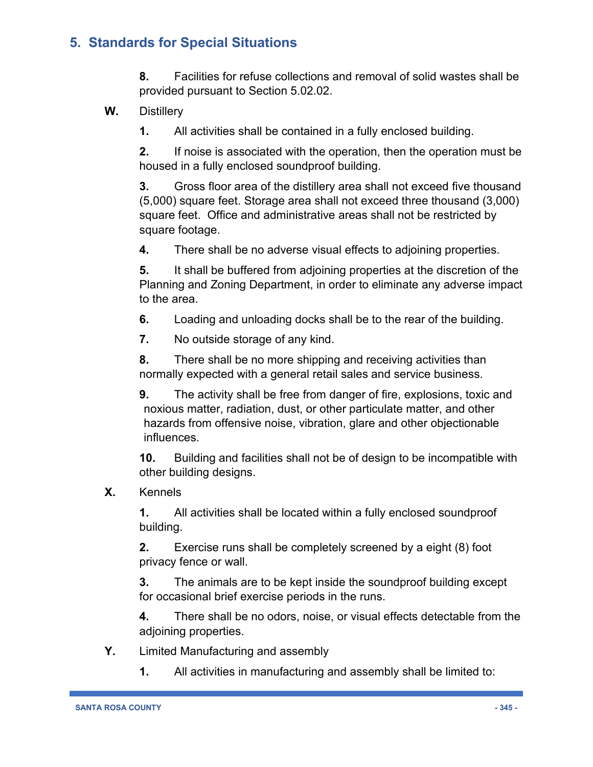**8.** Facilities for refuse collections and removal of solid wastes shall be provided pursuant to Section 5.02.02.

**W.** Distillery

**1.** All activities shall be contained in a fully enclosed building.

**2.** If noise is associated with the operation, then the operation must be housed in a fully enclosed soundproof building.

**3.** Gross floor area of the distillery area shall not exceed five thousand (5,000) square feet. Storage area shall not exceed three thousand (3,000) square feet. Office and administrative areas shall not be restricted by square footage.

**4.** There shall be no adverse visual effects to adjoining properties.

**5.** It shall be buffered from adjoining properties at the discretion of the Planning and Zoning Department, in order to eliminate any adverse impact to the area.

**6.** Loading and unloading docks shall be to the rear of the building.

**7.** No outside storage of any kind.

**8.** There shall be no more shipping and receiving activities than normally expected with a general retail sales and service business.

**9.** The activity shall be free from danger of fire, explosions, toxic and noxious matter, radiation, dust, or other particulate matter, and other hazards from offensive noise, vibration, glare and other objectionable influences.

**10.** Building and facilities shall not be of design to be incompatible with other building designs.

**X.** Kennels

**1.** All activities shall be located within a fully enclosed soundproof building.

**2.** Exercise runs shall be completely screened by a eight (8) foot privacy fence or wall.

**3.** The animals are to be kept inside the soundproof building except for occasional brief exercise periods in the runs.

**4.** There shall be no odors, noise, or visual effects detectable from the adjoining properties.

**Y.** Limited Manufacturing and assembly

**1.** All activities in manufacturing and assembly shall be limited to: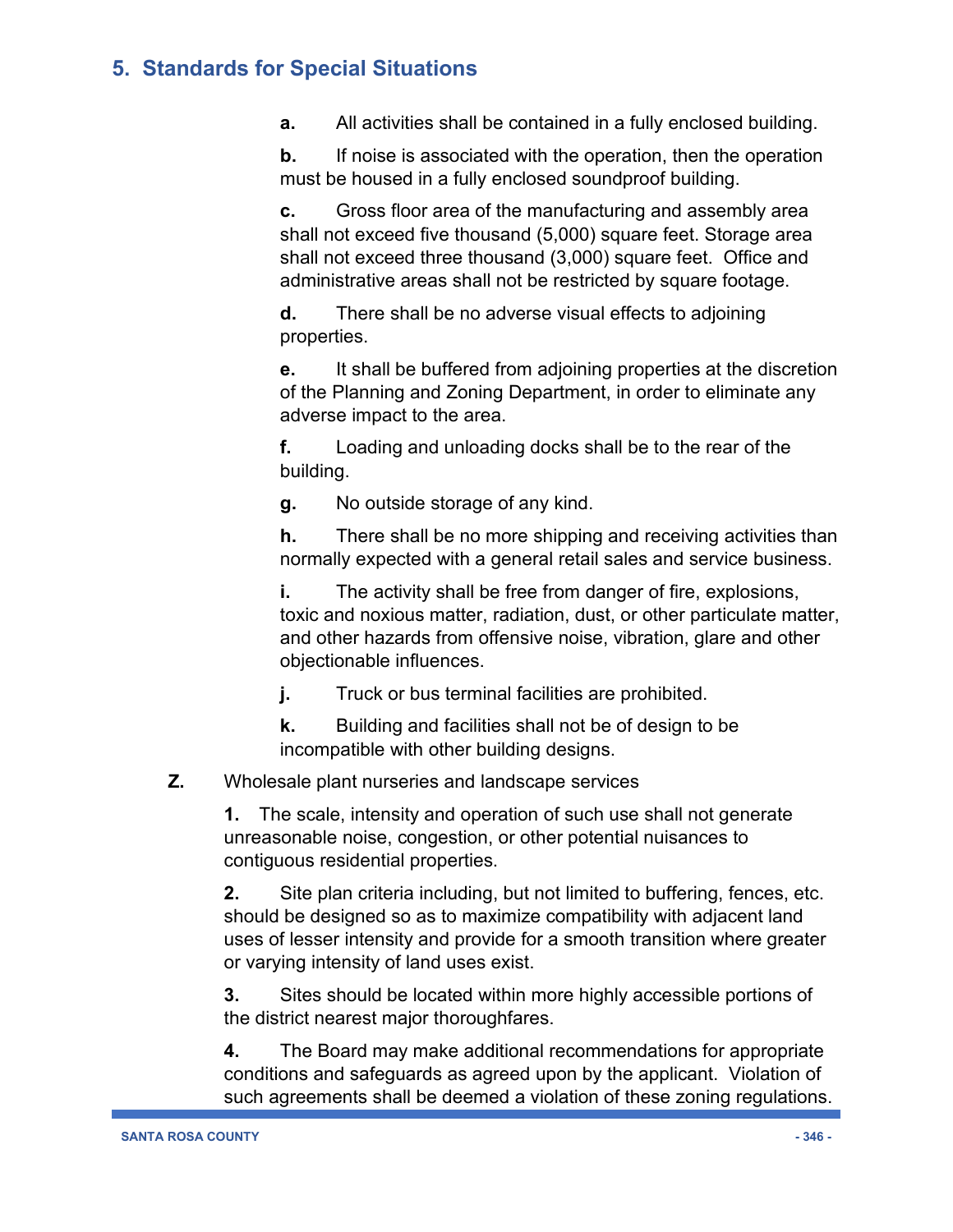**a.** All activities shall be contained in a fully enclosed building.

**b.** If noise is associated with the operation, then the operation must be housed in a fully enclosed soundproof building.

**c.** Gross floor area of the manufacturing and assembly area shall not exceed five thousand (5,000) square feet. Storage area shall not exceed three thousand (3,000) square feet. Office and administrative areas shall not be restricted by square footage.

**d.** There shall be no adverse visual effects to adjoining properties.

**e.** It shall be buffered from adjoining properties at the discretion of the Planning and Zoning Department, in order to eliminate any adverse impact to the area.

**f.** Loading and unloading docks shall be to the rear of the building.

**g.** No outside storage of any kind.

**h.** There shall be no more shipping and receiving activities than normally expected with a general retail sales and service business.

**i.** The activity shall be free from danger of fire, explosions, toxic and noxious matter, radiation, dust, or other particulate matter, and other hazards from offensive noise, vibration, glare and other objectionable influences.

**j.** Truck or bus terminal facilities are prohibited.

**k.** Building and facilities shall not be of design to be incompatible with other building designs.

**Z.** Wholesale plant nurseries and landscape services

**1.** The scale, intensity and operation of such use shall not generate unreasonable noise, congestion, or other potential nuisances to contiguous residential properties.

**2.** Site plan criteria including, but not limited to buffering, fences, etc. should be designed so as to maximize compatibility with adjacent land uses of lesser intensity and provide for a smooth transition where greater or varying intensity of land uses exist.

**3.** Sites should be located within more highly accessible portions of the district nearest major thoroughfares.

**4.** The Board may make additional recommendations for appropriate conditions and safeguards as agreed upon by the applicant. Violation of such agreements shall be deemed a violation of these zoning regulations.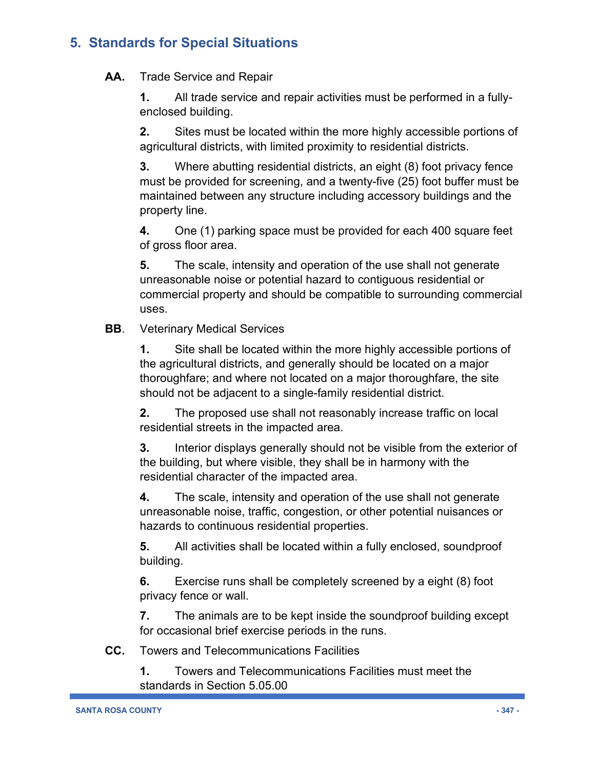## 5. Standards for Special Situations

**AA.** Trade Service and Repair

**1.** All trade service and repair activities must be performed in a fully-enclosed building.

**2.** Sites must be located within the more highly accessible portions of agricultural districts, with limited proximity to residential districts.

**3.** Where abutting residential districts, an eight (8) foot privacy fence must be provided for screening, and a twenty-five (25) foot buffer must be maintained between any structure including accessory buildings and the property line.

**4.** One (1) parking space must be provided for each 400 square feet of gross floor area.

**5.** The scale, intensity and operation of the use shall not generate unreasonable noise or potential hazard to contiguous residential or commercial property and should be compatible to surrounding commercial uses.

**BB**. Veterinary Medical Services

**1.** Site shall be located within the more highly accessible portions of the agricultural districts, and generally should be located on a major thoroughfare; and where not located on a major thoroughfare, the site should not be adjacent to a single-family residential district.

**2.** The proposed use shall not reasonably increase traffic on local residential streets in the impacted area.

**3.** Interior displays generally should not be visible from the exterior of the building, but where visible, they shall be in harmony with the residential character of the impacted area.

**4.** The scale, intensity and operation of the use shall not generate unreasonable noise, traffic, congestion, or other potential nuisances or hazards to continuous residential properties.

**5.** All activities shall be located within a fully enclosed, soundproof building.

**6.** Exercise runs shall be completely screened by a eight (8) foot privacy fence or wall.

**7.** The animals are to be kept inside the soundproof building except for occasional brief exercise periods in the runs.

**CC.** Towers and Telecommunications Facilities

**1.** Towers and Telecommunications Facilities must meet the standards in Section 5.05.00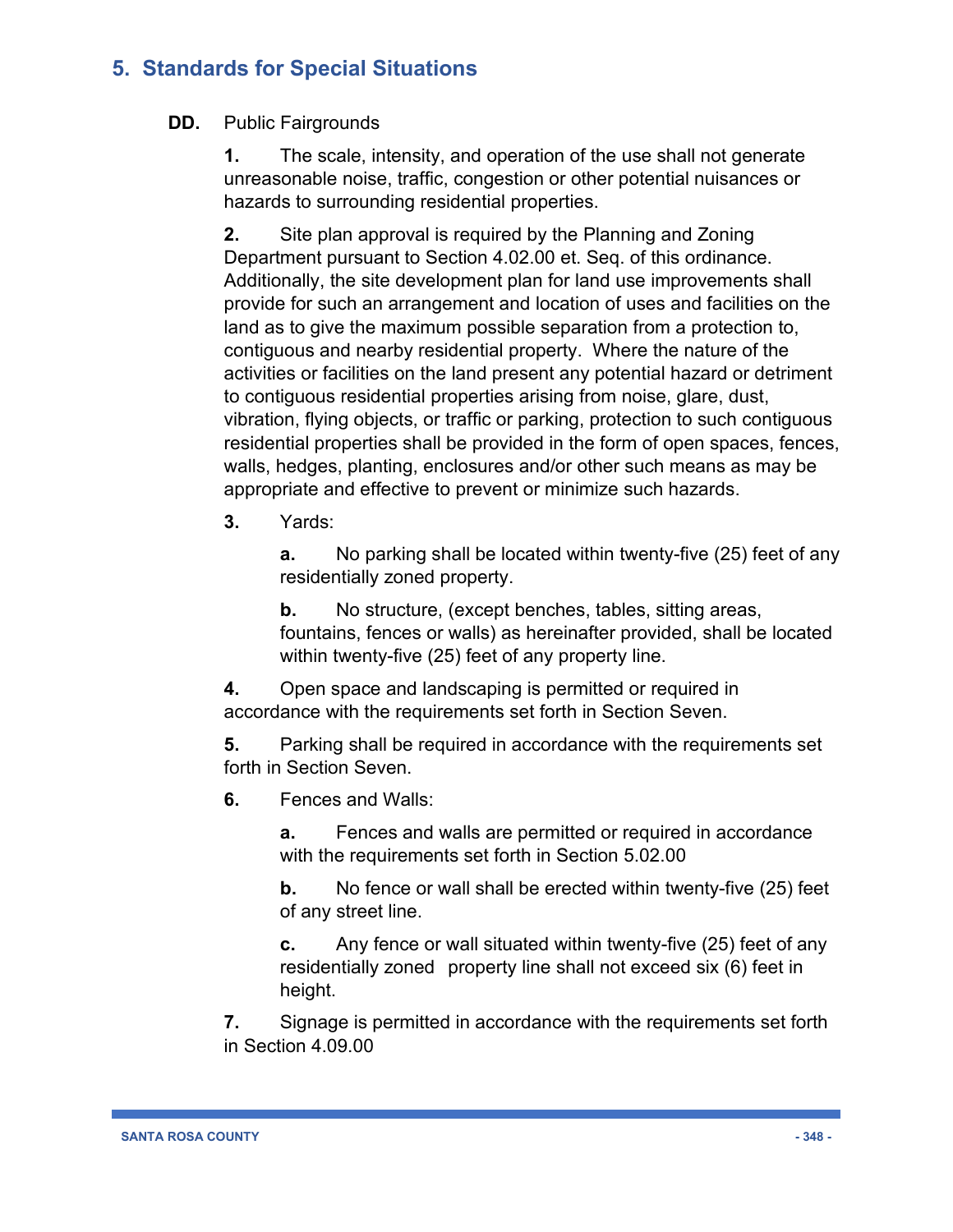## 5. Standards for Special Situations

**DD.** Public Fairgrounds

**1.** The scale, intensity, and operation of the use shall not generate unreasonable noise, traffic, congestion or other potential nuisances or hazards to surrounding residential properties.

**2.** Site plan approval is required by the Planning and Zoning Department pursuant to Section 4.02.00 et. Seq. of this ordinance. Additionally, the site development plan for land use improvements shall provide for such an arrangement and location of uses and facilities on the land as to give the maximum possible separation from a protection to, contiguous and nearby residential property. Where the nature of the activities or facilities on the land present any potential hazard or detriment to contiguous residential properties arising from noise, glare, dust, vibration, flying objects, or traffic or parking, protection to such contiguous residential properties shall be provided in the form of open spaces, fences, walls, hedges, planting, enclosures and/or other such means as may be appropriate and effective to prevent or minimize such hazards.

**3.** Yards:

**a.** No parking shall be located within twenty-five (25) feet of any residentially zoned property.

**b.** No structure, (except benches, tables, sitting areas, fountains, fences or walls) as hereinafter provided, shall be located within twenty-five (25) feet of any property line.

**4.** Open space and landscaping is permitted or required in accordance with the requirements set forth in Section Seven.

**5.** Parking shall be required in accordance with the requirements set forth in Section Seven.

**6.** Fences and Walls:

**a.** Fences and walls are permitted or required in accordance with the requirements set forth in Section 5.02.00

**b.** No fence or wall shall be erected within twenty-five (25) feet of any street line.

**c.** Any fence or wall situated within twenty-five (25) feet of any residentially zoned property line shall not exceed six (6) feet in height.

**7.** Signage is permitted in accordance with the requirements set forth in Section 4.09.00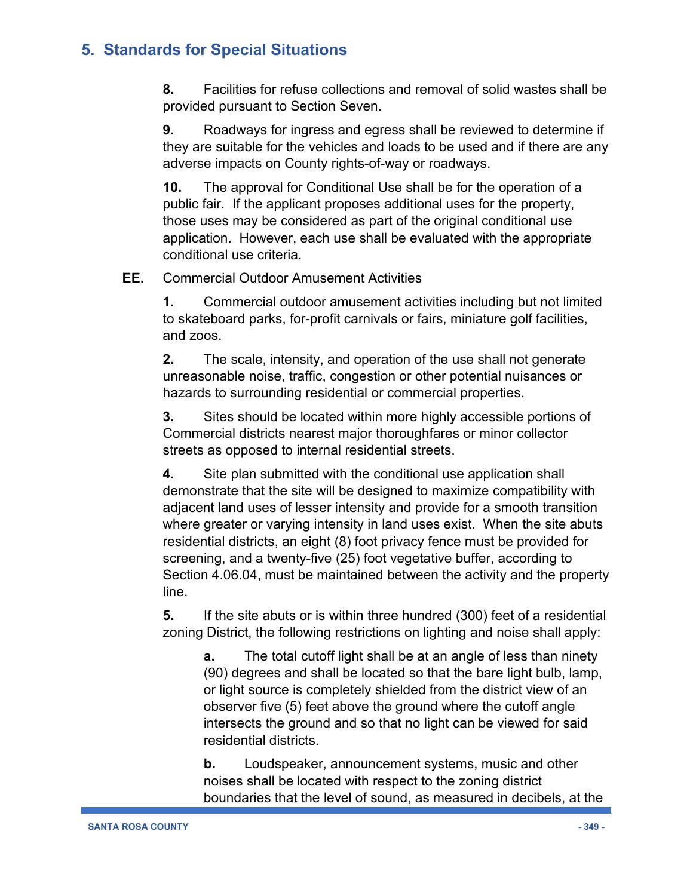**8.** Facilities for refuse collections and removal of solid wastes shall be provided pursuant to Section Seven.

**9.** Roadways for ingress and egress shall be reviewed to determine if they are suitable for the vehicles and loads to be used and if there are any adverse impacts on County rights-of-way or roadways.

**10.** The approval for Conditional Use shall be for the operation of a public fair. If the applicant proposes additional uses for the property, those uses may be considered as part of the original conditional use application. However, each use shall be evaluated with the appropriate conditional use criteria.

**EE.** Commercial Outdoor Amusement Activities

**1.** Commercial outdoor amusement activities including but not limited to skateboard parks, for-profit carnivals or fairs, miniature golf facilities, and zoos.

**2.** The scale, intensity, and operation of the use shall not generate unreasonable noise, traffic, congestion or other potential nuisances or hazards to surrounding residential or commercial properties.

**3.** Sites should be located within more highly accessible portions of Commercial districts nearest major thoroughfares or minor collector streets as opposed to internal residential streets.

**4.** Site plan submitted with the conditional use application shall demonstrate that the site will be designed to maximize compatibility with adjacent land uses of lesser intensity and provide for a smooth transition where greater or varying intensity in land uses exist. When the site abuts residential districts, an eight (8) foot privacy fence must be provided for screening, and a twenty-five (25) foot vegetative buffer, according to Section 4.06.04, must be maintained between the activity and the property line.

**5.** If the site abuts or is within three hundred (300) feet of a residential zoning District, the following restrictions on lighting and noise shall apply:

**a.** The total cutoff light shall be at an angle of less than ninety (90) degrees and shall be located so that the bare light bulb, lamp, or light source is completely shielded from the district view of an observer five (5) feet above the ground where the cutoff angle intersects the ground and so that no light can be viewed for said residential districts.

**b.** Loudspeaker, announcement systems, music and other noises shall be located with respect to the zoning district boundaries that the level of sound, as measured in decibels, at the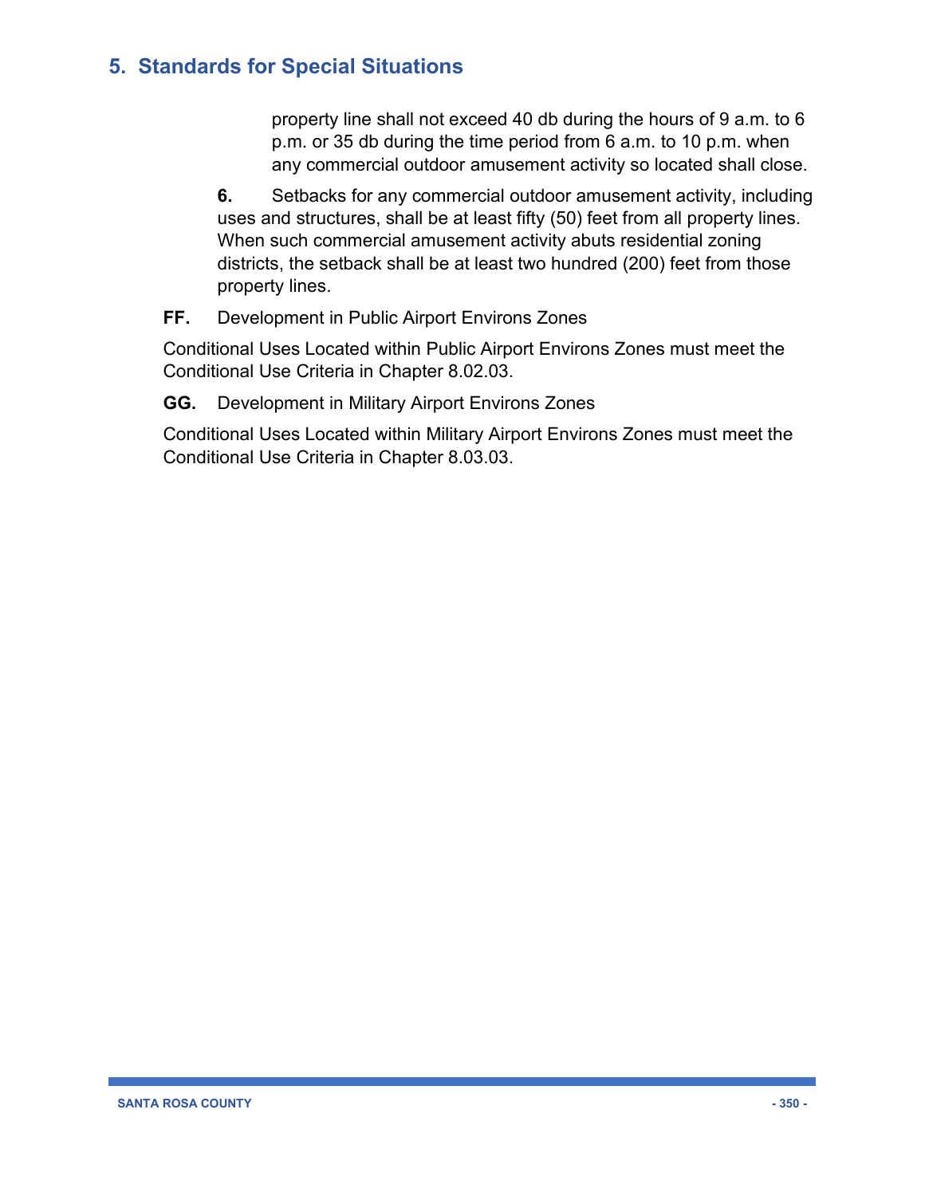property line shall not exceed 40 db during the hours of 9 a.m. to 6 p.m. or 35 db during the time period from 6 a.m. to 10 p.m. when any commercial outdoor amusement activity so located shall close.

**6.** Setbacks for any commercial outdoor amusement activity, including uses and structures, shall be at least fifty (50) feet from all property lines. When such commercial amusement activity abuts residential zoning districts, the setback shall be at least two hundred (200) feet from those property lines.

**FF.** Development in Public Airport Environs Zones

Conditional Uses Located within Public Airport Environs Zones must meet the Conditional Use Criteria in Chapter 8.02.03.

**GG.** Development in Military Airport Environs Zones

Conditional Uses Located within Military Airport Environs Zones must meet the Conditional Use Criteria in Chapter 8.03.03.